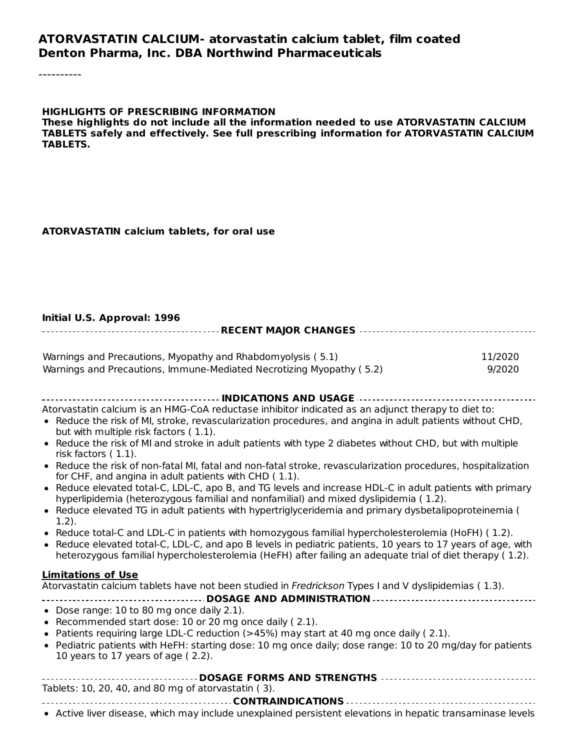# ATORVASTATIN CALCIUM- atorvastatin calcium tablet, film coated
## Denton Pharma, Inc. DBA Northwind Pharmaceuticals

----------

**HIGHLIGHTS OF PRESCRIBING INFORMATION**
**These highlights do not include all the information needed to use ATORVASTATIN CALCIUM TABLETS safely and effectively. See full prescribing information for ATORVASTATIN CALCIUM TABLETS.**

**ATORVASTATIN calcium tablets, for oral use**

**Initial U.S. Approval: 1996**

**RECENT MAJOR CHANGES**

| | |
|---|---|
| Warnings and Precautions, Myopathy and Rhabdomyolysis ( 5.1) | 11/2020 |
| Warnings and Precautions, Immune-Mediated Necrotizing Myopathy ( 5.2) | 9/2020 |

**INDICATIONS AND USAGE**

Atorvastatin calcium is an HMG-CoA reductase inhibitor indicated as an adjunct therapy to diet to:

- Reduce the risk of MI, stroke, revascularization procedures, and angina in adult patients without CHD, but with multiple risk factors ( 1.1).
- Reduce the risk of MI and stroke in adult patients with type 2 diabetes without CHD, but with multiple risk factors ( 1.1).
- Reduce the risk of non-fatal MI, fatal and non-fatal stroke, revascularization procedures, hospitalization for CHF, and angina in adult patients with CHD ( 1.1).
- Reduce elevated total-C, LDL-C, apo B, and TG levels and increase HDL-C in adult patients with primary hyperlipidemia (heterozygous familial and nonfamilial) and mixed dyslipidemia ( 1.2).
- Reduce elevated TG in adult patients with hypertriglyceridemia and primary dysbetalipoproteinemia ( 1.2).
- Reduce total-C and LDL-C in patients with homozygous familial hypercholesterolemia (HoFH) ( 1.2).
- Reduce elevated total-C, LDL-C, and apo B levels in pediatric patients, 10 years to 17 years of age, with heterozygous familial hypercholesterolemia (HeFH) after failing an adequate trial of diet therapy ( 1.2).

**Limitations of Use**

Atorvastatin calcium tablets have not been studied in *Fredrickson* Types I and V dyslipidemias ( 1.3).

**DOSAGE AND ADMINISTRATION**

- Dose range: 10 to 80 mg once daily 2.1).
- Recommended start dose: 10 or 20 mg once daily ( 2.1).
- Patients requiring large LDL-C reduction (>45%) may start at 40 mg once daily ( 2.1).
- Pediatric patients with HeFH: starting dose: 10 mg once daily; dose range: 10 to 20 mg/day for patients 10 years to 17 years of age ( 2.2).

**DOSAGE FORMS AND STRENGTHS**

Tablets: 10, 20, 40, and 80 mg of atorvastatin ( 3).

**CONTRAINDICATIONS**

- Active liver disease, which may include unexplained persistent elevations in hepatic transaminase levels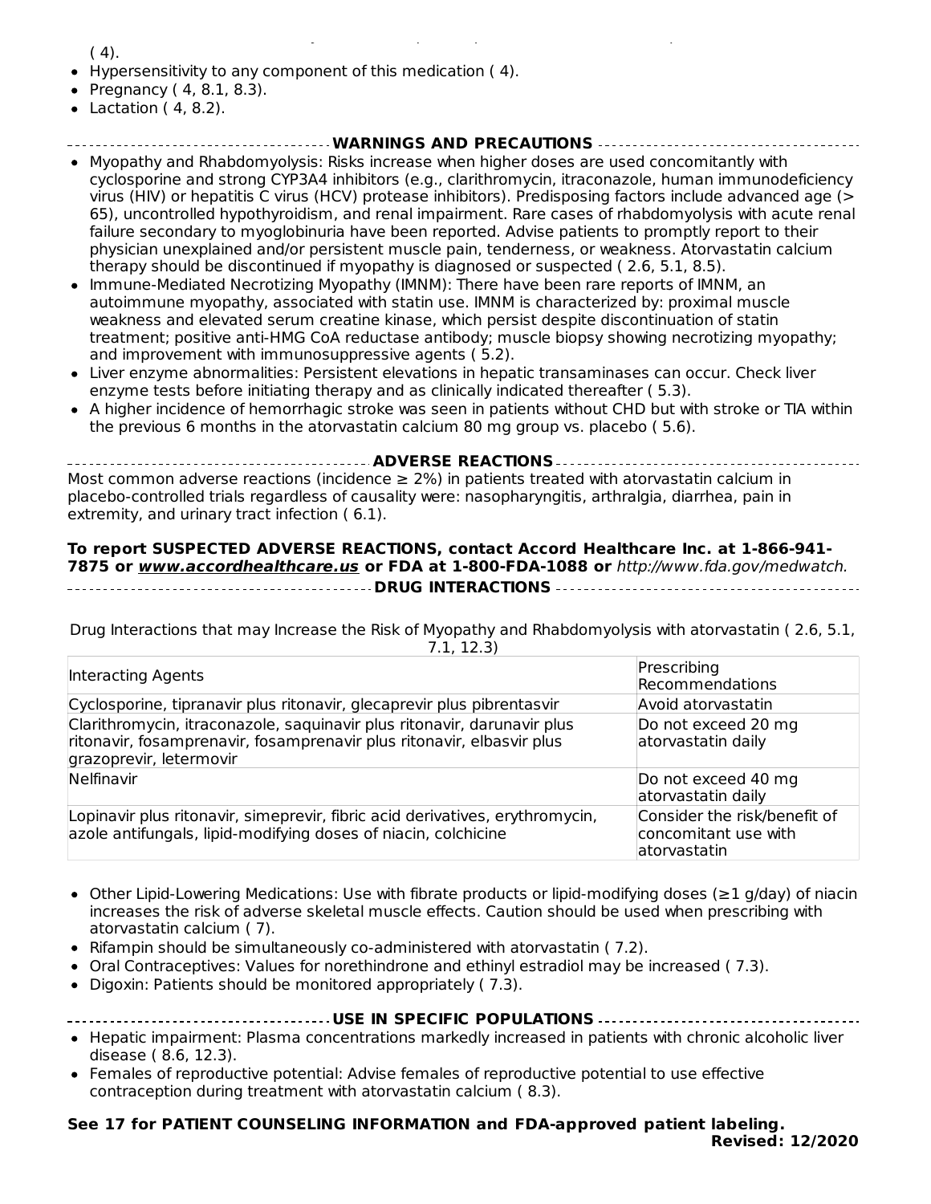( 4).

- Hypersensitivity to any component of this medication ( 4).
- Pregnancy ( 4, 8.1, 8.3).
- Lactation ( 4, 8.2).

## WARNINGS AND PRECAUTIONS

- Myopathy and Rhabdomyolysis: Risks increase when higher doses are used concomitantly with cyclosporine and strong CYP3A4 inhibitors (e.g., clarithromycin, itraconazole, human immunodeficiency virus (HIV) or hepatitis C virus (HCV) protease inhibitors). Predisposing factors include advanced age (> 65), uncontrolled hypothyroidism, and renal impairment. Rare cases of rhabdomyolysis with acute renal failure secondary to myoglobinuria have been reported. Advise patients to promptly report to their physician unexplained and/or persistent muscle pain, tenderness, or weakness. Atorvastatin calcium therapy should be discontinued if myopathy is diagnosed or suspected ( 2.6, 5.1, 8.5).
- Immune-Mediated Necrotizing Myopathy (IMNM): There have been rare reports of IMNM, an autoimmune myopathy, associated with statin use. IMNM is characterized by: proximal muscle weakness and elevated serum creatine kinase, which persist despite discontinuation of statin treatment; positive anti-HMG CoA reductase antibody; muscle biopsy showing necrotizing myopathy; and improvement with immunosuppressive agents ( 5.2).
- Liver enzyme abnormalities: Persistent elevations in hepatic transaminases can occur. Check liver enzyme tests before initiating therapy and as clinically indicated thereafter ( 5.3).
- A higher incidence of hemorrhagic stroke was seen in patients without CHD but with stroke or TIA within the previous 6 months in the atorvastatin calcium 80 mg group vs. placebo ( 5.6).

## ADVERSE REACTIONS

Most common adverse reactions (incidence ≥ 2%) in patients treated with atorvastatin calcium in placebo-controlled trials regardless of causality were: nasopharyngitis, arthralgia, diarrhea, pain in extremity, and urinary tract infection ( 6.1).

**To report SUSPECTED ADVERSE REACTIONS, contact Accord Healthcare Inc. at 1-866-941-7875 or *www.accordhealthcare.us* or FDA at 1-800-FDA-1088 or** *http://www.fda.gov/medwatch.*

## DRUG INTERACTIONS

Drug Interactions that may Increase the Risk of Myopathy and Rhabdomyolysis with atorvastatin ( 2.6, 5.1, 7.1, 12.3)

| Interacting Agents | Prescribing Recommendations |
|---|---|
| Cyclosporine, tipranavir plus ritonavir, glecaprevir plus pibrentasvir | Avoid atorvastatin |
| Clarithromycin, itraconazole, saquinavir plus ritonavir, darunavir plus ritonavir, fosamprenavir, fosamprenavir plus ritonavir, elbasvir plus grazoprevir, letermovir | Do not exceed 20 mg atorvastatin daily |
| Nelfinavir | Do not exceed 40 mg atorvastatin daily |
| Lopinavir plus ritonavir, simeprevir, fibric acid derivatives, erythromycin, azole antifungals, lipid-modifying doses of niacin, colchicine | Consider the risk/benefit of concomitant use with atorvastatin |

- Other Lipid-Lowering Medications: Use with fibrate products or lipid-modifying doses (≥1 g/day) of niacin increases the risk of adverse skeletal muscle effects. Caution should be used when prescribing with atorvastatin calcium ( 7).
- Rifampin should be simultaneously co-administered with atorvastatin ( 7.2).
- Oral Contraceptives: Values for norethindrone and ethinyl estradiol may be increased ( 7.3).
- Digoxin: Patients should be monitored appropriately ( 7.3).

## USE IN SPECIFIC POPULATIONS

- Hepatic impairment: Plasma concentrations markedly increased in patients with chronic alcoholic liver disease ( 8.6, 12.3).
- Females of reproductive potential: Advise females of reproductive potential to use effective contraception during treatment with atorvastatin calcium ( 8.3).

**See 17 for PATIENT COUNSELING INFORMATION and FDA-approved patient labeling.**

**Revised: 12/2020**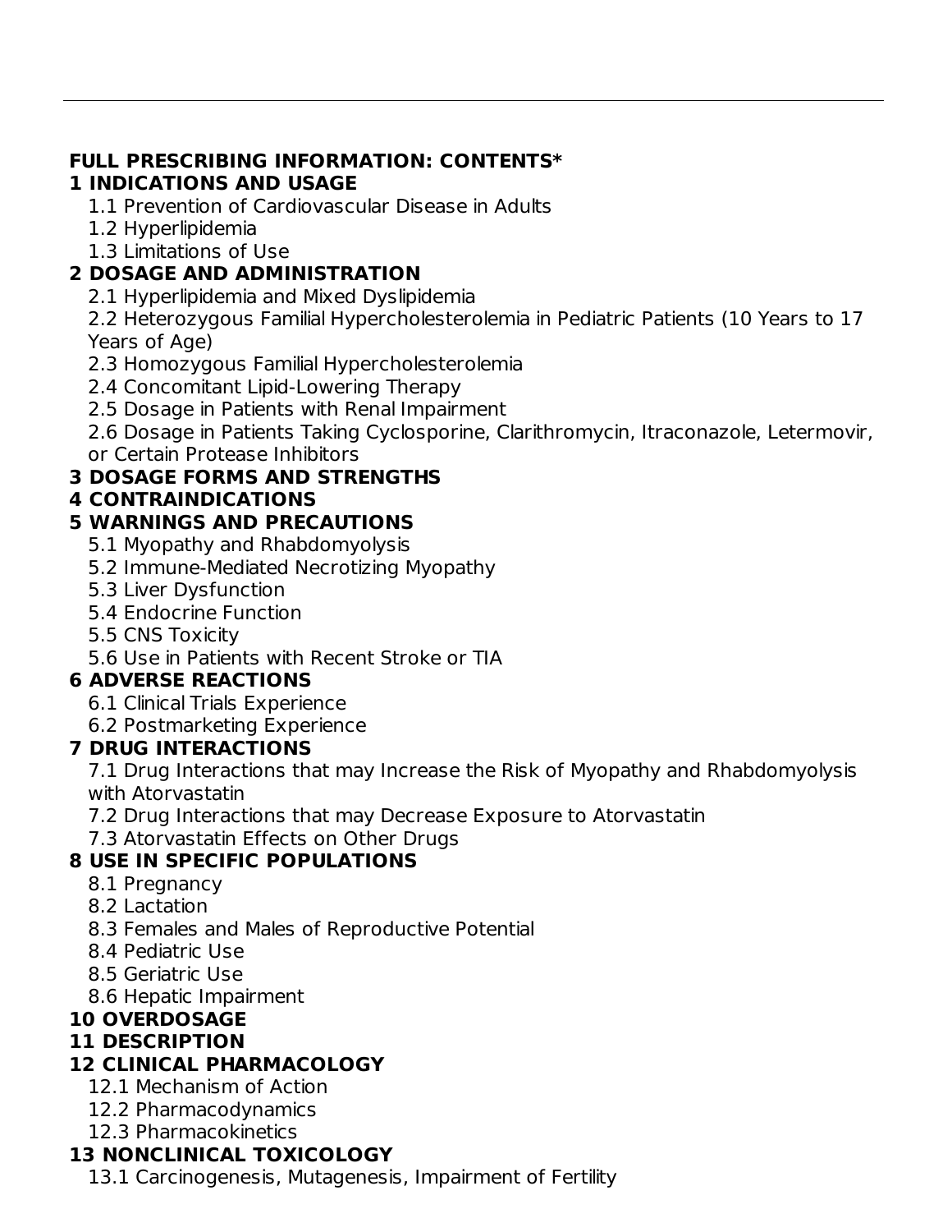**FULL PRESCRIBING INFORMATION: CONTENTS***

**1 INDICATIONS AND USAGE**

1.1 Prevention of Cardiovascular Disease in Adults

1.2 Hyperlipidemia

1.3 Limitations of Use

**2 DOSAGE AND ADMINISTRATION**

2.1 Hyperlipidemia and Mixed Dyslipidemia

2.2 Heterozygous Familial Hypercholesterolemia in Pediatric Patients (10 Years to 17 Years of Age)

2.3 Homozygous Familial Hypercholesterolemia

2.4 Concomitant Lipid-Lowering Therapy

2.5 Dosage in Patients with Renal Impairment

2.6 Dosage in Patients Taking Cyclosporine, Clarithromycin, Itraconazole, Letermovir, or Certain Protease Inhibitors

**3 DOSAGE FORMS AND STRENGTHS**

**4 CONTRAINDICATIONS**

**5 WARNINGS AND PRECAUTIONS**

5.1 Myopathy and Rhabdomyolysis

5.2 Immune-Mediated Necrotizing Myopathy

5.3 Liver Dysfunction

5.4 Endocrine Function

5.5 CNS Toxicity

5.6 Use in Patients with Recent Stroke or TIA

**6 ADVERSE REACTIONS**

6.1 Clinical Trials Experience

6.2 Postmarketing Experience

**7 DRUG INTERACTIONS**

7.1 Drug Interactions that may Increase the Risk of Myopathy and Rhabdomyolysis with Atorvastatin

7.2 Drug Interactions that may Decrease Exposure to Atorvastatin

7.3 Atorvastatin Effects on Other Drugs

**8 USE IN SPECIFIC POPULATIONS**

8.1 Pregnancy

8.2 Lactation

8.3 Females and Males of Reproductive Potential

8.4 Pediatric Use

8.5 Geriatric Use

8.6 Hepatic Impairment

**10 OVERDOSAGE**

**11 DESCRIPTION**

**12 CLINICAL PHARMACOLOGY**

12.1 Mechanism of Action

12.2 Pharmacodynamics

12.3 Pharmacokinetics

**13 NONCLINICAL TOXICOLOGY**

13.1 Carcinogenesis, Mutagenesis, Impairment of Fertility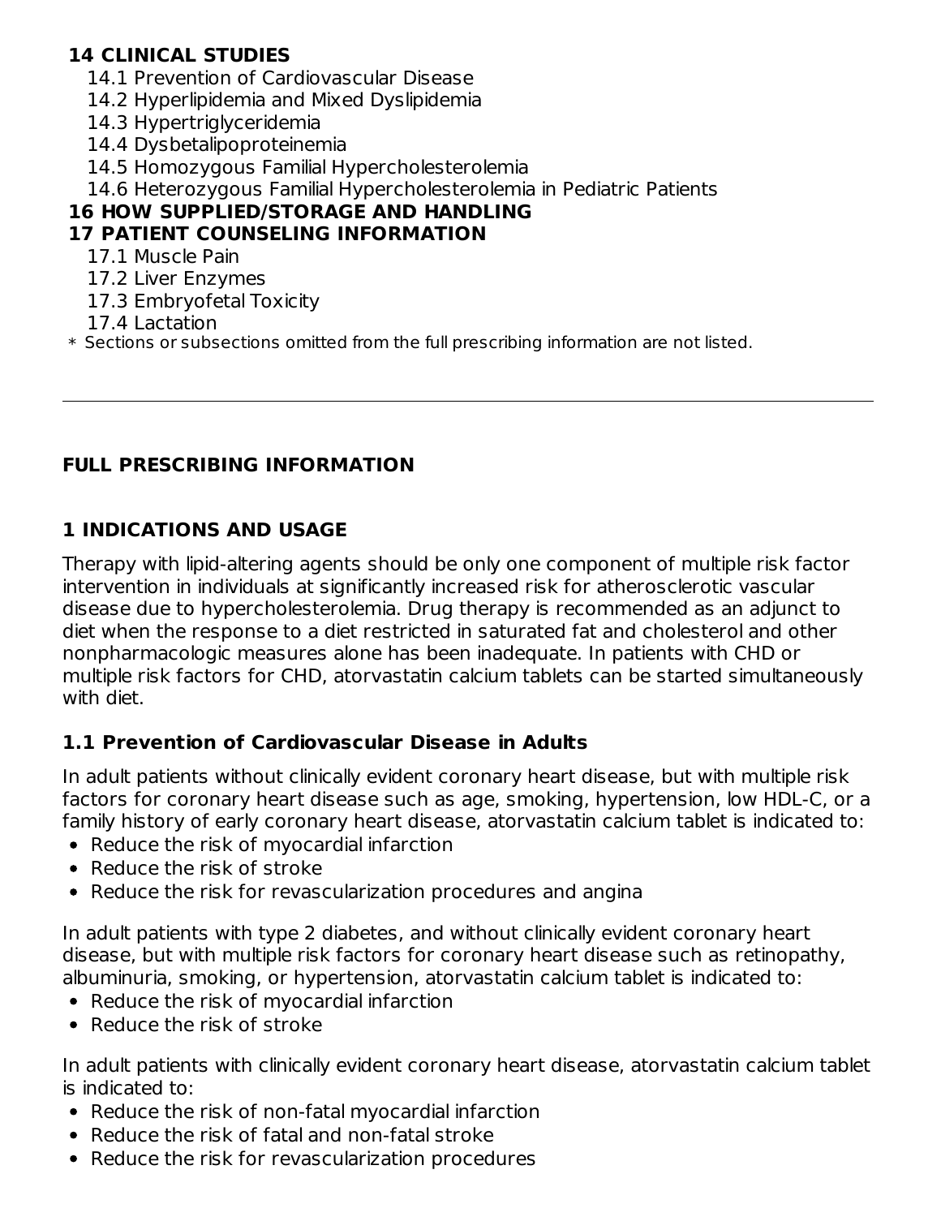**14 CLINICAL STUDIES**
- 14.1 Prevention of Cardiovascular Disease
- 14.2 Hyperlipidemia and Mixed Dyslipidemia
- 14.3 Hypertriglyceridemia
- 14.4 Dysbetalipoproteinemia
- 14.5 Homozygous Familial Hypercholesterolemia
- 14.6 Heterozygous Familial Hypercholesterolemia in Pediatric Patients

**16 HOW SUPPLIED/STORAGE AND HANDLING**

**17 PATIENT COUNSELING INFORMATION**
- 17.1 Muscle Pain
- 17.2 Liver Enzymes
- 17.3 Embryofetal Toxicity
- 17.4 Lactation

\* Sections or subsections omitted from the full prescribing information are not listed.

---

## FULL PRESCRIBING INFORMATION

## 1 INDICATIONS AND USAGE

Therapy with lipid-altering agents should be only one component of multiple risk factor intervention in individuals at significantly increased risk for atherosclerotic vascular disease due to hypercholesterolemia. Drug therapy is recommended as an adjunct to diet when the response to a diet restricted in saturated fat and cholesterol and other nonpharmacologic measures alone has been inadequate. In patients with CHD or multiple risk factors for CHD, atorvastatin calcium tablets can be started simultaneously with diet.

### 1.1 Prevention of Cardiovascular Disease in Adults

In adult patients without clinically evident coronary heart disease, but with multiple risk factors for coronary heart disease such as age, smoking, hypertension, low HDL-C, or a family history of early coronary heart disease, atorvastatin calcium tablet is indicated to:

- Reduce the risk of myocardial infarction
- Reduce the risk of stroke
- Reduce the risk for revascularization procedures and angina

In adult patients with type 2 diabetes, and without clinically evident coronary heart disease, but with multiple risk factors for coronary heart disease such as retinopathy, albuminuria, smoking, or hypertension, atorvastatin calcium tablet is indicated to:

- Reduce the risk of myocardial infarction
- Reduce the risk of stroke

In adult patients with clinically evident coronary heart disease, atorvastatin calcium tablet is indicated to:

- Reduce the risk of non-fatal myocardial infarction
- Reduce the risk of fatal and non-fatal stroke
- Reduce the risk for revascularization procedures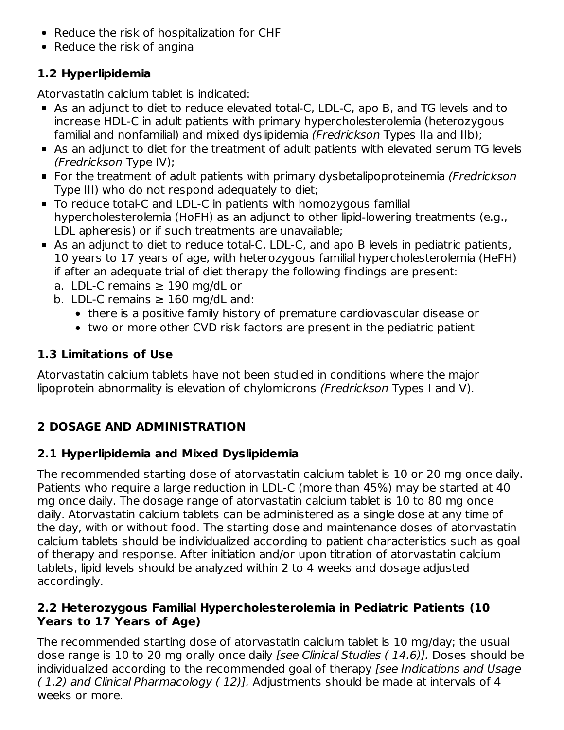- Reduce the risk of hospitalization for CHF
- Reduce the risk of angina

### 1.2 Hyperlipidemia

Atorvastatin calcium tablet is indicated:

- As an adjunct to diet to reduce elevated total-C, LDL-C, apo B, and TG levels and to increase HDL-C in adult patients with primary hypercholesterolemia (heterozygous familial and nonfamilial) and mixed dyslipidemia *(Fredrickson* Types IIa and IIb);
- As an adjunct to diet for the treatment of adult patients with elevated serum TG levels *(Fredrickson* Type IV);
- For the treatment of adult patients with primary dysbetalipoproteinemia *(Fredrickson* Type III) who do not respond adequately to diet;
- To reduce total-C and LDL-C in patients with homozygous familial hypercholesterolemia (HoFH) as an adjunct to other lipid-lowering treatments (e.g., LDL apheresis) or if such treatments are unavailable;
- As an adjunct to diet to reduce total-C, LDL-C, and apo B levels in pediatric patients, 10 years to 17 years of age, with heterozygous familial hypercholesterolemia (HeFH) if after an adequate trial of diet therapy the following findings are present:
  a. LDL-C remains ≥ 190 mg/dL or
  b. LDL-C remains ≥ 160 mg/dL and:
     - there is a positive family history of premature cardiovascular disease or
     - two or more other CVD risk factors are present in the pediatric patient

### 1.3 Limitations of Use

Atorvastatin calcium tablets have not been studied in conditions where the major lipoprotein abnormality is elevation of chylomicrons *(Fredrickson* Types I and V).

## 2 DOSAGE AND ADMINISTRATION

### 2.1 Hyperlipidemia and Mixed Dyslipidemia

The recommended starting dose of atorvastatin calcium tablet is 10 or 20 mg once daily. Patients who require a large reduction in LDL-C (more than 45%) may be started at 40 mg once daily. The dosage range of atorvastatin calcium tablet is 10 to 80 mg once daily. Atorvastatin calcium tablets can be administered as a single dose at any time of the day, with or without food. The starting dose and maintenance doses of atorvastatin calcium tablets should be individualized according to patient characteristics such as goal of therapy and response. After initiation and/or upon titration of atorvastatin calcium tablets, lipid levels should be analyzed within 2 to 4 weeks and dosage adjusted accordingly.

### 2.2 Heterozygous Familial Hypercholesterolemia in Pediatric Patients (10 Years to 17 Years of Age)

The recommended starting dose of atorvastatin calcium tablet is 10 mg/day; the usual dose range is 10 to 20 mg orally once daily *[see Clinical Studies ( 14.6)]*. Doses should be individualized according to the recommended goal of therapy *[see Indications and Usage ( 1.2) and Clinical Pharmacology ( 12)]*. Adjustments should be made at intervals of 4 weeks or more.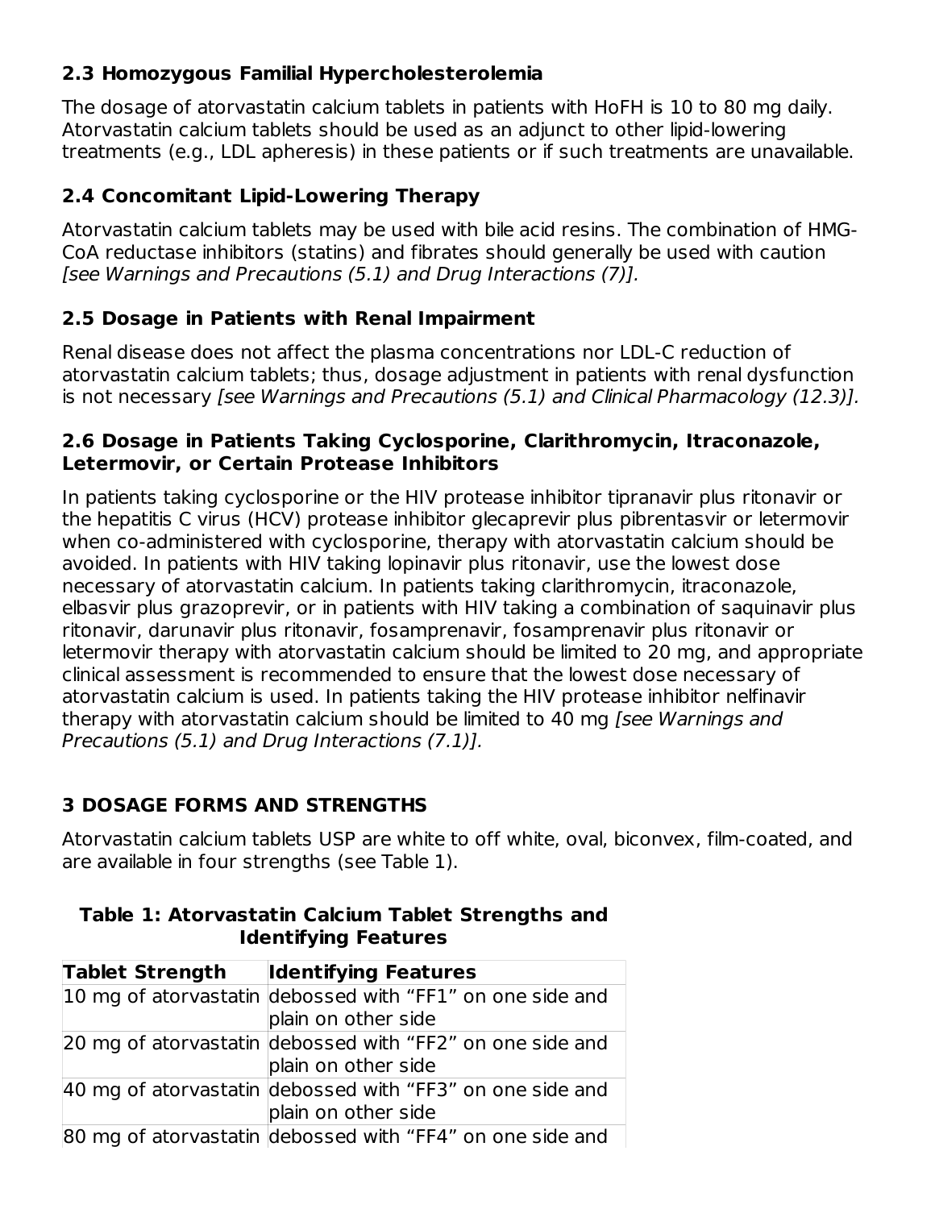### 2.3 Homozygous Familial Hypercholesterolemia

The dosage of atorvastatin calcium tablets in patients with HoFH is 10 to 80 mg daily. Atorvastatin calcium tablets should be used as an adjunct to other lipid-lowering treatments (e.g., LDL apheresis) in these patients or if such treatments are unavailable.

### 2.4 Concomitant Lipid-Lowering Therapy

Atorvastatin calcium tablets may be used with bile acid resins. The combination of HMG-CoA reductase inhibitors (statins) and fibrates should generally be used with caution *[see Warnings and Precautions (5.1) and Drug Interactions (7)].*

### 2.5 Dosage in Patients with Renal Impairment

Renal disease does not affect the plasma concentrations nor LDL-C reduction of atorvastatin calcium tablets; thus, dosage adjustment in patients with renal dysfunction is not necessary *[see Warnings and Precautions (5.1) and Clinical Pharmacology (12.3)].*

### 2.6 Dosage in Patients Taking Cyclosporine, Clarithromycin, Itraconazole, Letermovir, or Certain Protease Inhibitors

In patients taking cyclosporine or the HIV protease inhibitor tipranavir plus ritonavir or the hepatitis C virus (HCV) protease inhibitor glecaprevir plus pibrentasvir or letermovir when co-administered with cyclosporine, therapy with atorvastatin calcium should be avoided. In patients with HIV taking lopinavir plus ritonavir, use the lowest dose necessary of atorvastatin calcium. In patients taking clarithromycin, itraconazole, elbasvir plus grazoprevir, or in patients with HIV taking a combination of saquinavir plus ritonavir, darunavir plus ritonavir, fosamprenavir, fosamprenavir plus ritonavir or letermovir therapy with atorvastatin calcium should be limited to 20 mg, and appropriate clinical assessment is recommended to ensure that the lowest dose necessary of atorvastatin calcium is used. In patients taking the HIV protease inhibitor nelfinavir therapy with atorvastatin calcium should be limited to 40 mg *[see Warnings and Precautions (5.1) and Drug Interactions (7.1)].*

## 3 DOSAGE FORMS AND STRENGTHS

Atorvastatin calcium tablets USP are white to off white, oval, biconvex, film-coated, and are available in four strengths (see Table 1).

**Table 1: Atorvastatin Calcium Tablet Strengths and Identifying Features**

| Tablet Strength | Identifying Features |
|---|---|
| 10 mg of atorvastatin | debossed with “FF1” on one side and plain on other side |
| 20 mg of atorvastatin | debossed with “FF2” on one side and plain on other side |
| 40 mg of atorvastatin | debossed with “FF3” on one side and plain on other side |
| 80 mg of atorvastatin | debossed with “FF4” on one side and |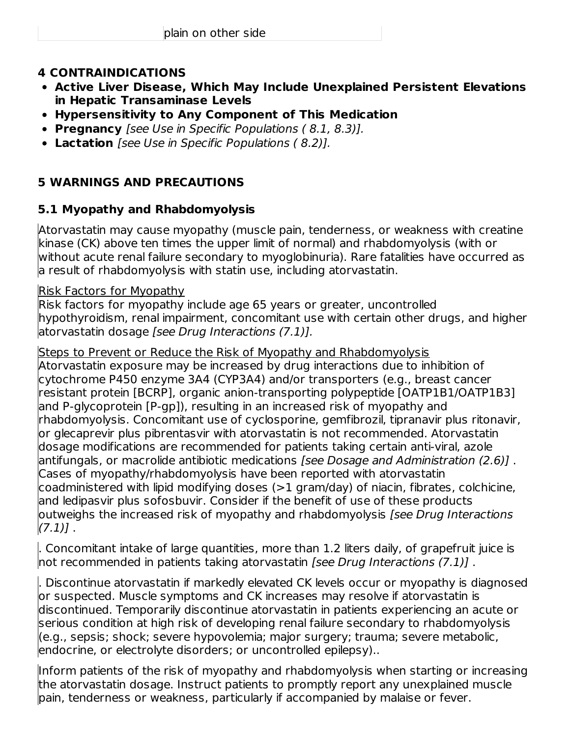|  | plain on other side |
| --- | --- |

## 4 CONTRAINDICATIONS

- **Active Liver Disease, Which May Include Unexplained Persistent Elevations in Hepatic Transaminase Levels**
- **Hypersensitivity to Any Component of This Medication**
- **Pregnancy** *[see Use in Specific Populations ( 8.1, 8.3)].*
- **Lactation** *[see Use in Specific Populations ( 8.2)].*

## 5 WARNINGS AND PRECAUTIONS

### 5.1 Myopathy and Rhabdomyolysis

Atorvastatin may cause myopathy (muscle pain, tenderness, or weakness with creatine kinase (CK) above ten times the upper limit of normal) and rhabdomyolysis (with or without acute renal failure secondary to myoglobinuria). Rare fatalities have occurred as a result of rhabdomyolysis with statin use, including atorvastatin.

Risk Factors for Myopathy

Risk factors for myopathy include age 65 years or greater, uncontrolled hypothyroidism, renal impairment, concomitant use with certain other drugs, and higher atorvastatin dosage *[see Drug Interactions (7.1)].*

Steps to Prevent or Reduce the Risk of Myopathy and Rhabdomyolysis

Atorvastatin exposure may be increased by drug interactions due to inhibition of cytochrome P450 enzyme 3A4 (CYP3A4) and/or transporters (e.g., breast cancer resistant protein [BCRP], organic anion-transporting polypeptide [OATP1B1/OATP1B3] and P-glycoprotein [P-gp]), resulting in an increased risk of myopathy and rhabdomyolysis. Concomitant use of cyclosporine, gemfibrozil, tipranavir plus ritonavir, or glecaprevir plus pibrentasvir with atorvastatin is not recommended. Atorvastatin dosage modifications are recommended for patients taking certain anti-viral, azole antifungals, or macrolide antibiotic medications *[see Dosage and Administration (2.6)]* . Cases of myopathy/rhabdomyolysis have been reported with atorvastatin coadministered with lipid modifying doses (>1 gram/day) of niacin, fibrates, colchicine, and ledipasvir plus sofosbuvir. Consider if the benefit of use of these products outweighs the increased risk of myopathy and rhabdomyolysis *[see Drug Interactions (7.1)]* .

. Concomitant intake of large quantities, more than 1.2 liters daily, of grapefruit juice is not recommended in patients taking atorvastatin *[see Drug Interactions (7.1)]* .

. Discontinue atorvastatin if markedly elevated CK levels occur or myopathy is diagnosed or suspected. Muscle symptoms and CK increases may resolve if atorvastatin is discontinued. Temporarily discontinue atorvastatin in patients experiencing an acute or serious condition at high risk of developing renal failure secondary to rhabdomyolysis (e.g., sepsis; shock; severe hypovolemia; major surgery; trauma; severe metabolic, endocrine, or electrolyte disorders; or uncontrolled epilepsy)..

Inform patients of the risk of myopathy and rhabdomyolysis when starting or increasing the atorvastatin dosage. Instruct patients to promptly report any unexplained muscle pain, tenderness or weakness, particularly if accompanied by malaise or fever.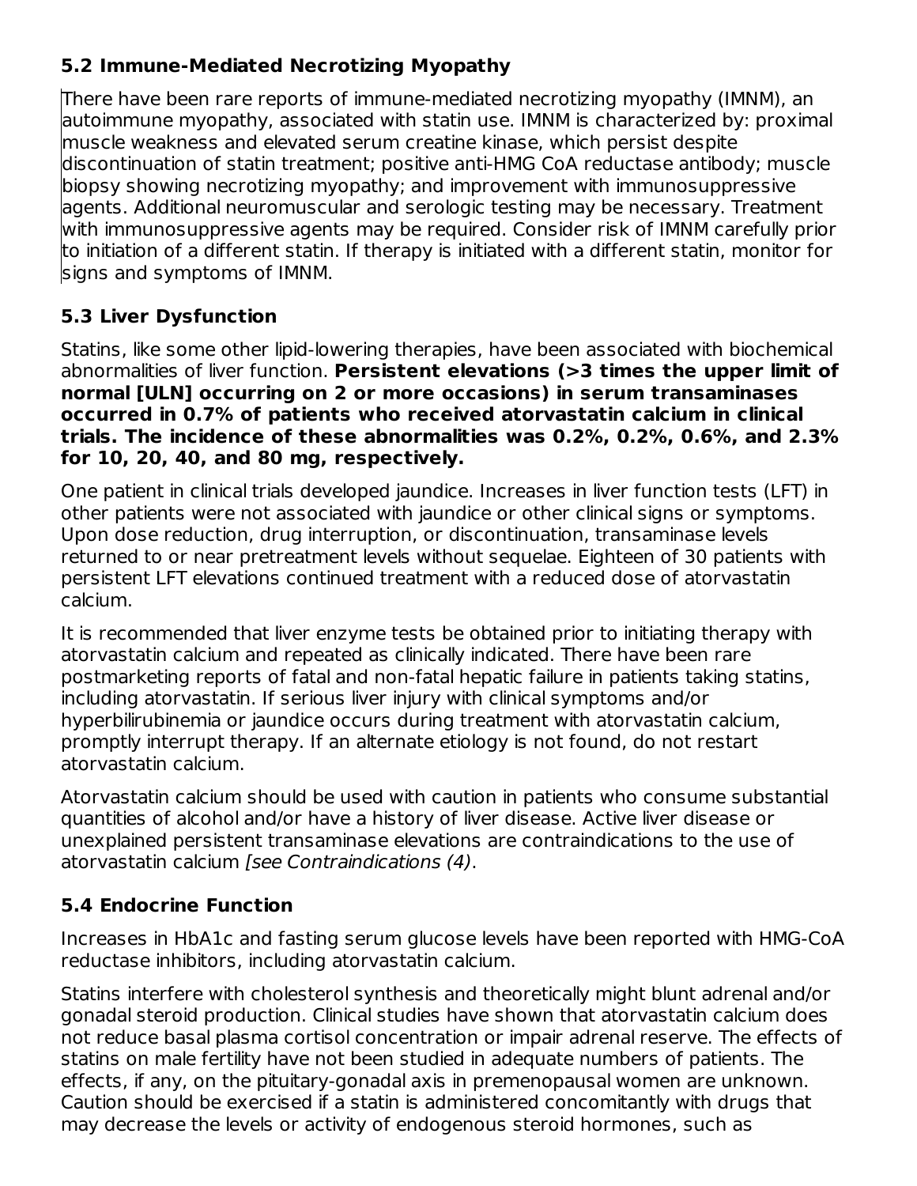### 5.2 Immune-Mediated Necrotizing Myopathy

There have been rare reports of immune-mediated necrotizing myopathy (IMNM), an autoimmune myopathy, associated with statin use. IMNM is characterized by: proximal muscle weakness and elevated serum creatine kinase, which persist despite discontinuation of statin treatment; positive anti-HMG CoA reductase antibody; muscle biopsy showing necrotizing myopathy; and improvement with immunosuppressive agents. Additional neuromuscular and serologic testing may be necessary. Treatment with immunosuppressive agents may be required. Consider risk of IMNM carefully prior to initiation of a different statin. If therapy is initiated with a different statin, monitor for signs and symptoms of IMNM.

### 5.3 Liver Dysfunction

Statins, like some other lipid-lowering therapies, have been associated with biochemical abnormalities of liver function. **Persistent elevations (>3 times the upper limit of normal [ULN] occurring on 2 or more occasions) in serum transaminases occurred in 0.7% of patients who received atorvastatin calcium in clinical trials. The incidence of these abnormalities was 0.2%, 0.2%, 0.6%, and 2.3% for 10, 20, 40, and 80 mg, respectively.**

One patient in clinical trials developed jaundice. Increases in liver function tests (LFT) in other patients were not associated with jaundice or other clinical signs or symptoms. Upon dose reduction, drug interruption, or discontinuation, transaminase levels returned to or near pretreatment levels without sequelae. Eighteen of 30 patients with persistent LFT elevations continued treatment with a reduced dose of atorvastatin calcium.

It is recommended that liver enzyme tests be obtained prior to initiating therapy with atorvastatin calcium and repeated as clinically indicated. There have been rare postmarketing reports of fatal and non-fatal hepatic failure in patients taking statins, including atorvastatin. If serious liver injury with clinical symptoms and/or hyperbilirubinemia or jaundice occurs during treatment with atorvastatin calcium, promptly interrupt therapy. If an alternate etiology is not found, do not restart atorvastatin calcium.

Atorvastatin calcium should be used with caution in patients who consume substantial quantities of alcohol and/or have a history of liver disease. Active liver disease or unexplained persistent transaminase elevations are contraindications to the use of atorvastatin calcium *[see Contraindications (4)*.

### 5.4 Endocrine Function

Increases in HbA1c and fasting serum glucose levels have been reported with HMG-CoA reductase inhibitors, including atorvastatin calcium.

Statins interfere with cholesterol synthesis and theoretically might blunt adrenal and/or gonadal steroid production. Clinical studies have shown that atorvastatin calcium does not reduce basal plasma cortisol concentration or impair adrenal reserve. The effects of statins on male fertility have not been studied in adequate numbers of patients. The effects, if any, on the pituitary-gonadal axis in premenopausal women are unknown. Caution should be exercised if a statin is administered concomitantly with drugs that may decrease the levels or activity of endogenous steroid hormones, such as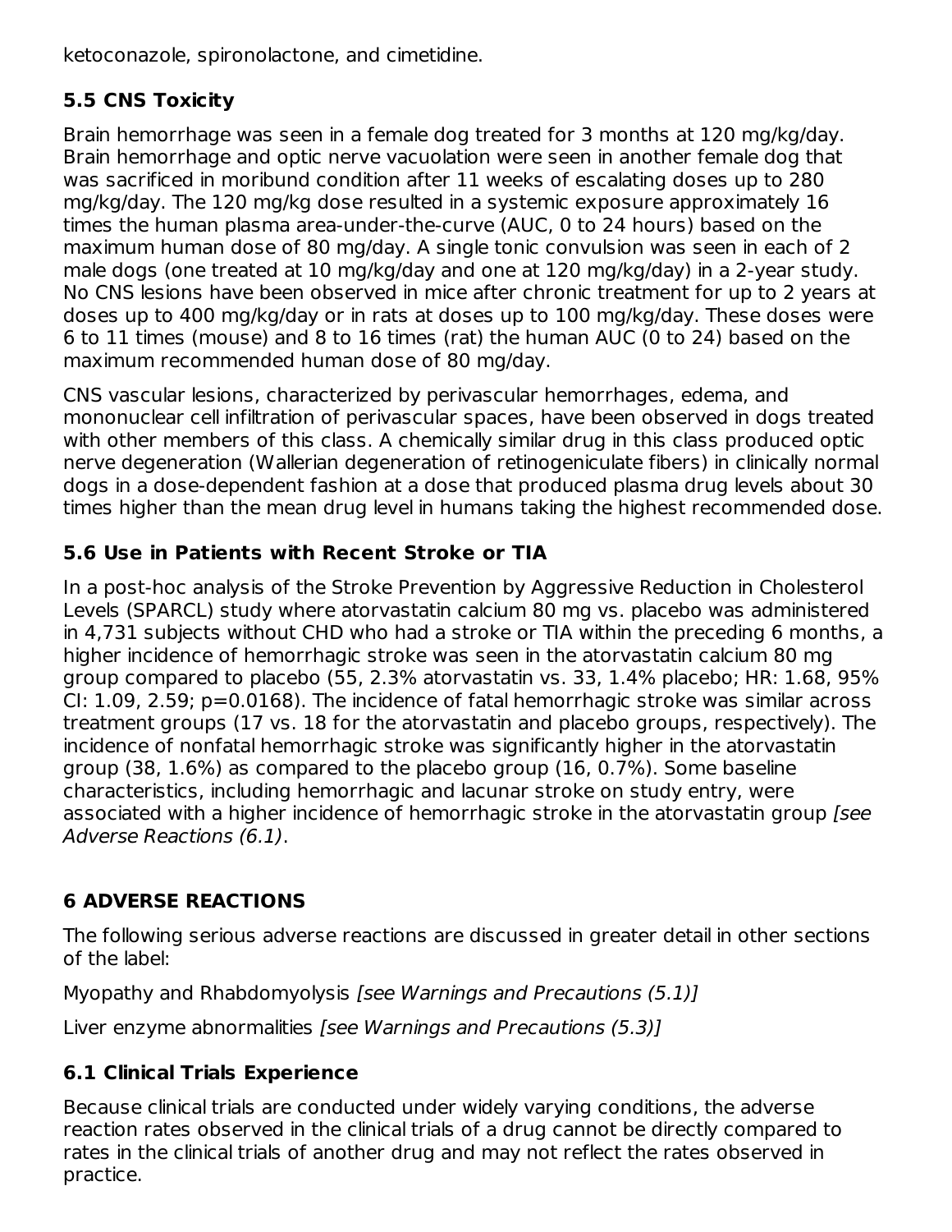ketoconazole, spironolactone, and cimetidine.

### 5.5 CNS Toxicity

Brain hemorrhage was seen in a female dog treated for 3 months at 120 mg/kg/day. Brain hemorrhage and optic nerve vacuolation were seen in another female dog that was sacrificed in moribund condition after 11 weeks of escalating doses up to 280 mg/kg/day. The 120 mg/kg dose resulted in a systemic exposure approximately 16 times the human plasma area-under-the-curve (AUC, 0 to 24 hours) based on the maximum human dose of 80 mg/day. A single tonic convulsion was seen in each of 2 male dogs (one treated at 10 mg/kg/day and one at 120 mg/kg/day) in a 2-year study. No CNS lesions have been observed in mice after chronic treatment for up to 2 years at doses up to 400 mg/kg/day or in rats at doses up to 100 mg/kg/day. These doses were 6 to 11 times (mouse) and 8 to 16 times (rat) the human AUC (0 to 24) based on the maximum recommended human dose of 80 mg/day.

CNS vascular lesions, characterized by perivascular hemorrhages, edema, and mononuclear cell infiltration of perivascular spaces, have been observed in dogs treated with other members of this class. A chemically similar drug in this class produced optic nerve degeneration (Wallerian degeneration of retinogeniculate fibers) in clinically normal dogs in a dose-dependent fashion at a dose that produced plasma drug levels about 30 times higher than the mean drug level in humans taking the highest recommended dose.

### 5.6 Use in Patients with Recent Stroke or TIA

In a post-hoc analysis of the Stroke Prevention by Aggressive Reduction in Cholesterol Levels (SPARCL) study where atorvastatin calcium 80 mg vs. placebo was administered in 4,731 subjects without CHD who had a stroke or TIA within the preceding 6 months, a higher incidence of hemorrhagic stroke was seen in the atorvastatin calcium 80 mg group compared to placebo (55, 2.3% atorvastatin vs. 33, 1.4% placebo; HR: 1.68, 95% CI: 1.09, 2.59; p=0.0168). The incidence of fatal hemorrhagic stroke was similar across treatment groups (17 vs. 18 for the atorvastatin and placebo groups, respectively). The incidence of nonfatal hemorrhagic stroke was significantly higher in the atorvastatin group (38, 1.6%) as compared to the placebo group (16, 0.7%). Some baseline characteristics, including hemorrhagic and lacunar stroke on study entry, were associated with a higher incidence of hemorrhagic stroke in the atorvastatin group *[see Adverse Reactions (6.1)*.

## 6 ADVERSE REACTIONS

The following serious adverse reactions are discussed in greater detail in other sections of the label:

Myopathy and Rhabdomyolysis *[see Warnings and Precautions (5.1)]*

Liver enzyme abnormalities *[see Warnings and Precautions (5.3)]*

### 6.1 Clinical Trials Experience

Because clinical trials are conducted under widely varying conditions, the adverse reaction rates observed in the clinical trials of a drug cannot be directly compared to rates in the clinical trials of another drug and may not reflect the rates observed in practice.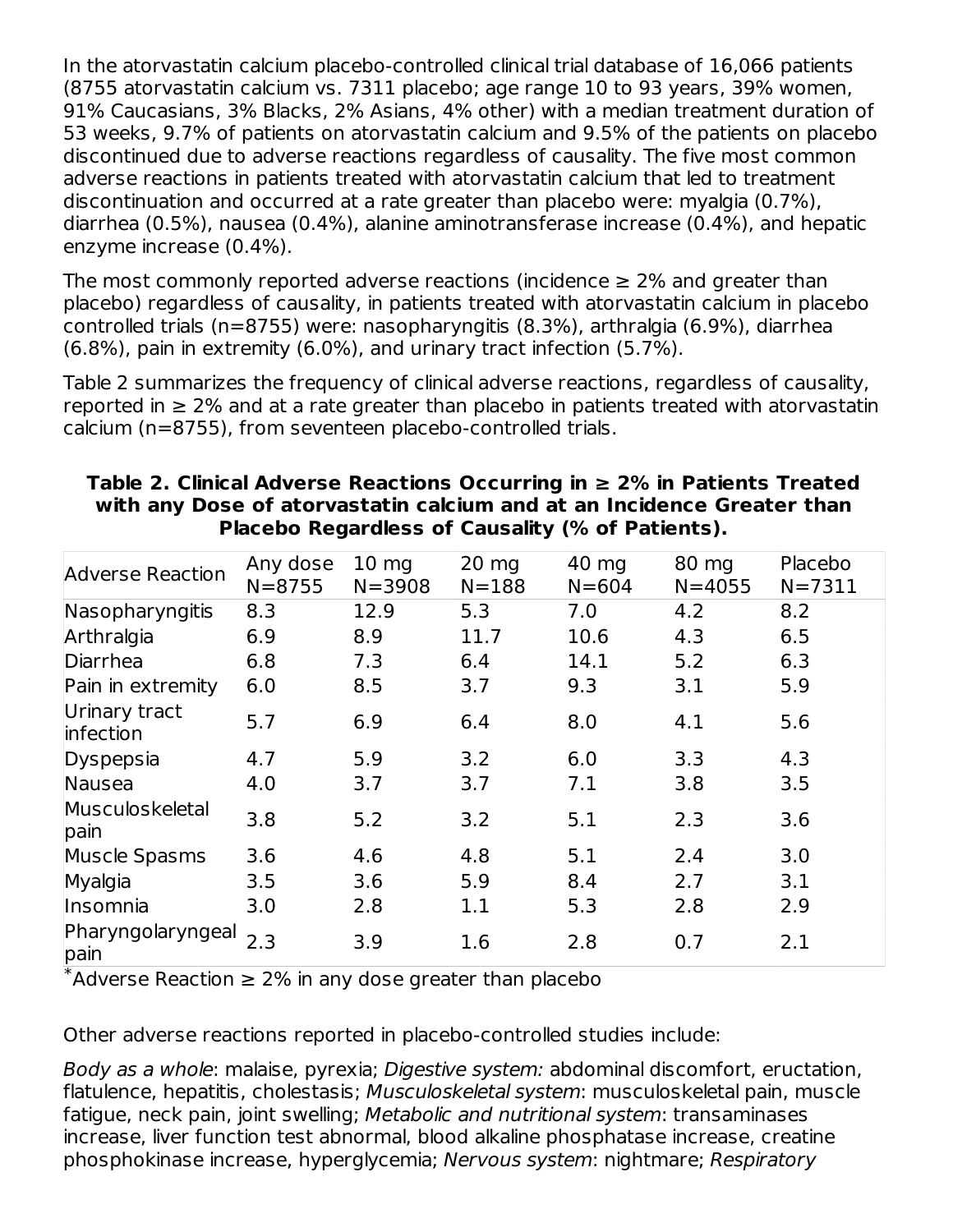In the atorvastatin calcium placebo-controlled clinical trial database of 16,066 patients (8755 atorvastatin calcium vs. 7311 placebo; age range 10 to 93 years, 39% women, 91% Caucasians, 3% Blacks, 2% Asians, 4% other) with a median treatment duration of 53 weeks, 9.7% of patients on atorvastatin calcium and 9.5% of the patients on placebo discontinued due to adverse reactions regardless of causality. The five most common adverse reactions in patients treated with atorvastatin calcium that led to treatment discontinuation and occurred at a rate greater than placebo were: myalgia (0.7%), diarrhea (0.5%), nausea (0.4%), alanine aminotransferase increase (0.4%), and hepatic enzyme increase (0.4%).

The most commonly reported adverse reactions (incidence ≥ 2% and greater than placebo) regardless of causality, in patients treated with atorvastatin calcium in placebo controlled trials (n=8755) were: nasopharyngitis (8.3%), arthralgia (6.9%), diarrhea (6.8%), pain in extremity (6.0%), and urinary tract infection (5.7%).

Table 2 summarizes the frequency of clinical adverse reactions, regardless of causality, reported in ≥ 2% and at a rate greater than placebo in patients treated with atorvastatin calcium (n=8755), from seventeen placebo-controlled trials.

**Table 2. Clinical Adverse Reactions Occurring in ≥ 2% in Patients Treated with any Dose of atorvastatin calcium and at an Incidence Greater than Placebo Regardless of Causality (% of Patients).**

| Adverse Reaction | Any dose N=8755 | 10 mg N=3908 | 20 mg N=188 | 40 mg N=604 | 80 mg N=4055 | Placebo N=7311 |
|---|---|---|---|---|---|---|
| Nasopharyngitis | 8.3 | 12.9 | 5.3 | 7.0 | 4.2 | 8.2 |
| Arthralgia | 6.9 | 8.9 | 11.7 | 10.6 | 4.3 | 6.5 |
| Diarrhea | 6.8 | 7.3 | 6.4 | 14.1 | 5.2 | 6.3 |
| Pain in extremity | 6.0 | 8.5 | 3.7 | 9.3 | 3.1 | 5.9 |
| Urinary tract infection | 5.7 | 6.9 | 6.4 | 8.0 | 4.1 | 5.6 |
| Dyspepsia | 4.7 | 5.9 | 3.2 | 6.0 | 3.3 | 4.3 |
| Nausea | 4.0 | 3.7 | 3.7 | 7.1 | 3.8 | 3.5 |
| Musculoskeletal pain | 3.8 | 5.2 | 3.2 | 5.1 | 2.3 | 3.6 |
| Muscle Spasms | 3.6 | 4.6 | 4.8 | 5.1 | 2.4 | 3.0 |
| Myalgia | 3.5 | 3.6 | 5.9 | 8.4 | 2.7 | 3.1 |
| Insomnia | 3.0 | 2.8 | 1.1 | 5.3 | 2.8 | 2.9 |
| Pharyngolaryngeal pain | 2.3 | 3.9 | 1.6 | 2.8 | 0.7 | 2.1 |

*Adverse Reaction ≥ 2% in any dose greater than placebo

Other adverse reactions reported in placebo-controlled studies include:

*Body as a whole*: malaise, pyrexia; *Digestive system:* abdominal discomfort, eructation, flatulence, hepatitis, cholestasis; *Musculoskeletal system*: musculoskeletal pain, muscle fatigue, neck pain, joint swelling; *Metabolic and nutritional system*: transaminases increase, liver function test abnormal, blood alkaline phosphatase increase, creatine phosphokinase increase, hyperglycemia; *Nervous system*: nightmare; *Respiratory*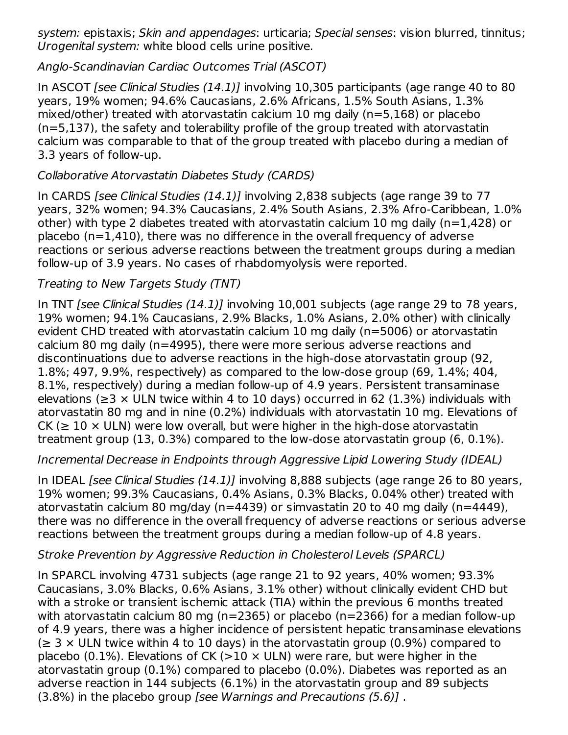*system:* epistaxis; *Skin and appendages*: urticaria; *Special senses*: vision blurred, tinnitus; *Urogenital system:* white blood cells urine positive.

*Anglo-Scandinavian Cardiac Outcomes Trial (ASCOT)*

In ASCOT *[see Clinical Studies (14.1)]* involving 10,305 participants (age range 40 to 80 years, 19% women; 94.6% Caucasians, 2.6% Africans, 1.5% South Asians, 1.3% mixed/other) treated with atorvastatin calcium 10 mg daily (n=5,168) or placebo (n=5,137), the safety and tolerability profile of the group treated with atorvastatin calcium was comparable to that of the group treated with placebo during a median of 3.3 years of follow-up.

*Collaborative Atorvastatin Diabetes Study (CARDS)*

In CARDS *[see Clinical Studies (14.1)]* involving 2,838 subjects (age range 39 to 77 years, 32% women; 94.3% Caucasians, 2.4% South Asians, 2.3% Afro-Caribbean, 1.0% other) with type 2 diabetes treated with atorvastatin calcium 10 mg daily (n=1,428) or placebo (n=1,410), there was no difference in the overall frequency of adverse reactions or serious adverse reactions between the treatment groups during a median follow-up of 3.9 years. No cases of rhabdomyolysis were reported.

*Treating to New Targets Study (TNT)*

In TNT *[see Clinical Studies (14.1)]* involving 10,001 subjects (age range 29 to 78 years, 19% women; 94.1% Caucasians, 2.9% Blacks, 1.0% Asians, 2.0% other) with clinically evident CHD treated with atorvastatin calcium 10 mg daily (n=5006) or atorvastatin calcium 80 mg daily (n=4995), there were more serious adverse reactions and discontinuations due to adverse reactions in the high-dose atorvastatin group (92, 1.8%; 497, 9.9%, respectively) as compared to the low-dose group (69, 1.4%; 404, 8.1%, respectively) during a median follow-up of 4.9 years. Persistent transaminase elevations ($\geq 3 \times$ ULN twice within 4 to 10 days) occurred in 62 (1.3%) individuals with atorvastatin 80 mg and in nine (0.2%) individuals with atorvastatin 10 mg. Elevations of CK ($\geq 10 \times$ ULN) were low overall, but were higher in the high-dose atorvastatin treatment group (13, 0.3%) compared to the low-dose atorvastatin group (6, 0.1%).

*Incremental Decrease in Endpoints through Aggressive Lipid Lowering Study (IDEAL)*

In IDEAL *[see Clinical Studies (14.1)]* involving 8,888 subjects (age range 26 to 80 years, 19% women; 99.3% Caucasians, 0.4% Asians, 0.3% Blacks, 0.04% other) treated with atorvastatin calcium 80 mg/day (n=4439) or simvastatin 20 to 40 mg daily (n=4449), there was no difference in the overall frequency of adverse reactions or serious adverse reactions between the treatment groups during a median follow-up of 4.8 years.

*Stroke Prevention by Aggressive Reduction in Cholesterol Levels (SPARCL)*

In SPARCL involving 4731 subjects (age range 21 to 92 years, 40% women; 93.3% Caucasians, 3.0% Blacks, 0.6% Asians, 3.1% other) without clinically evident CHD but with a stroke or transient ischemic attack (TIA) within the previous 6 months treated with atorvastatin calcium 80 mg (n=2365) or placebo (n=2366) for a median follow-up of 4.9 years, there was a higher incidence of persistent hepatic transaminase elevations ($\geq 3 \times$ ULN twice within 4 to 10 days) in the atorvastatin group (0.9%) compared to placebo (0.1%). Elevations of CK ($>10 \times$ ULN) were rare, but were higher in the atorvastatin group (0.1%) compared to placebo (0.0%). Diabetes was reported as an adverse reaction in 144 subjects (6.1%) in the atorvastatin group and 89 subjects (3.8%) in the placebo group *[see Warnings and Precautions (5.6)]* .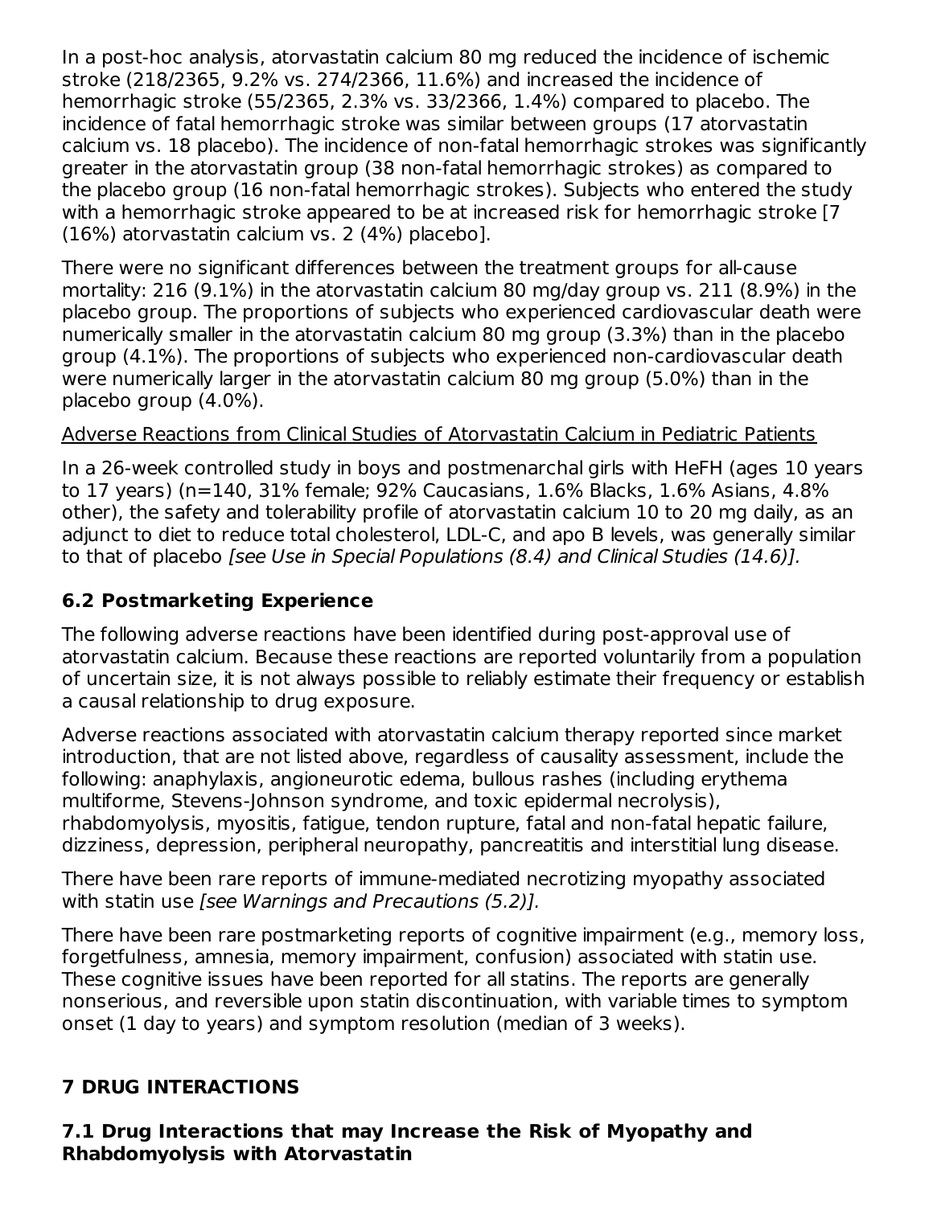In a post-hoc analysis, atorvastatin calcium 80 mg reduced the incidence of ischemic stroke (218/2365, 9.2% vs. 274/2366, 11.6%) and increased the incidence of hemorrhagic stroke (55/2365, 2.3% vs. 33/2366, 1.4%) compared to placebo. The incidence of fatal hemorrhagic stroke was similar between groups (17 atorvastatin calcium vs. 18 placebo). The incidence of non-fatal hemorrhagic strokes was significantly greater in the atorvastatin group (38 non-fatal hemorrhagic strokes) as compared to the placebo group (16 non-fatal hemorrhagic strokes). Subjects who entered the study with a hemorrhagic stroke appeared to be at increased risk for hemorrhagic stroke [7 (16%) atorvastatin calcium vs. 2 (4%) placebo].

There were no significant differences between the treatment groups for all-cause mortality: 216 (9.1%) in the atorvastatin calcium 80 mg/day group vs. 211 (8.9%) in the placebo group. The proportions of subjects who experienced cardiovascular death were numerically smaller in the atorvastatin calcium 80 mg group (3.3%) than in the placebo group (4.1%). The proportions of subjects who experienced non-cardiovascular death were numerically larger in the atorvastatin calcium 80 mg group (5.0%) than in the placebo group (4.0%).

Adverse Reactions from Clinical Studies of Atorvastatin Calcium in Pediatric Patients

In a 26-week controlled study in boys and postmenarchal girls with HeFH (ages 10 years to 17 years) (n=140, 31% female; 92% Caucasians, 1.6% Blacks, 1.6% Asians, 4.8% other), the safety and tolerability profile of atorvastatin calcium 10 to 20 mg daily, as an adjunct to diet to reduce total cholesterol, LDL-C, and apo B levels, was generally similar to that of placebo *[see Use in Special Populations (8.4) and Clinical Studies (14.6)].*

## 6.2 Postmarketing Experience

The following adverse reactions have been identified during post-approval use of atorvastatin calcium. Because these reactions are reported voluntarily from a population of uncertain size, it is not always possible to reliably estimate their frequency or establish a causal relationship to drug exposure.

Adverse reactions associated with atorvastatin calcium therapy reported since market introduction, that are not listed above, regardless of causality assessment, include the following: anaphylaxis, angioneurotic edema, bullous rashes (including erythema multiforme, Stevens-Johnson syndrome, and toxic epidermal necrolysis), rhabdomyolysis, myositis, fatigue, tendon rupture, fatal and non-fatal hepatic failure, dizziness, depression, peripheral neuropathy, pancreatitis and interstitial lung disease.

There have been rare reports of immune-mediated necrotizing myopathy associated with statin use *[see Warnings and Precautions (5.2)].*

There have been rare postmarketing reports of cognitive impairment (e.g., memory loss, forgetfulness, amnesia, memory impairment, confusion) associated with statin use. These cognitive issues have been reported for all statins. The reports are generally nonserious, and reversible upon statin discontinuation, with variable times to symptom onset (1 day to years) and symptom resolution (median of 3 weeks).

# 7 DRUG INTERACTIONS

## 7.1 Drug Interactions that may Increase the Risk of Myopathy and Rhabdomyolysis with Atorvastatin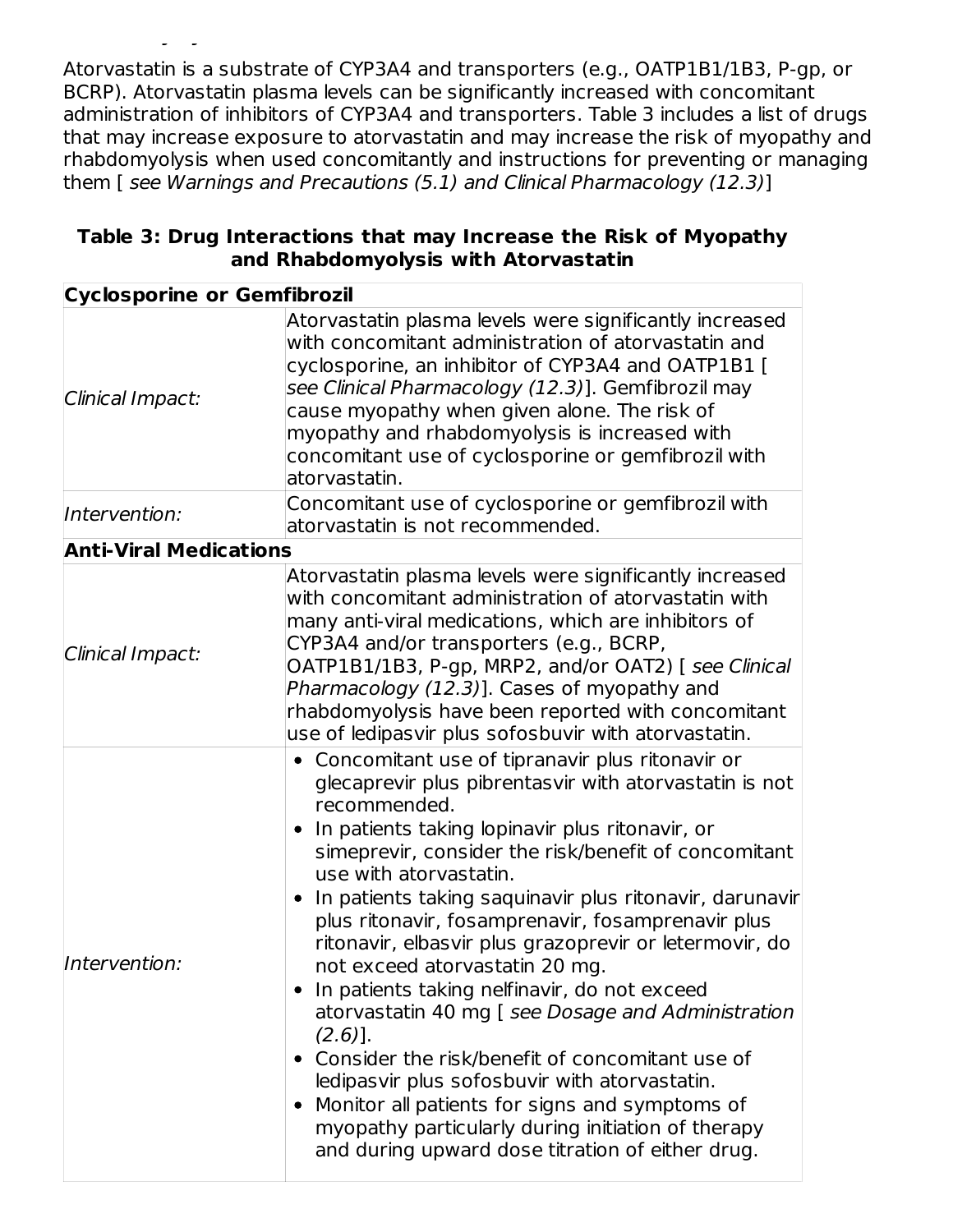Atorvastatin is a substrate of CYP3A4 and transporters (e.g., OATP1B1/1B3, P-gp, or BCRP). Atorvastatin plasma levels can be significantly increased with concomitant administration of inhibitors of CYP3A4 and transporters. Table 3 includes a list of drugs that may increase exposure to atorvastatin and may increase the risk of myopathy and rhabdomyolysis when used concomitantly and instructions for preventing or managing them [ *see Warnings and Precautions (5.1) and Clinical Pharmacology (12.3)*]

**Table 3: Drug Interactions that may Increase the Risk of Myopathy and Rhabdomyolysis with Atorvastatin**

| **Cyclosporine or Gemfibrozil** | |
|---|---|
| *Clinical Impact:* | Atorvastatin plasma levels were significantly increased with concomitant administration of atorvastatin and cyclosporine, an inhibitor of CYP3A4 and OATP1B1 [ *see Clinical Pharmacology (12.3)*]. Gemfibrozil may cause myopathy when given alone. The risk of myopathy and rhabdomyolysis is increased with concomitant use of cyclosporine or gemfibrozil with atorvastatin. |
| *Intervention:* | Concomitant use of cyclosporine or gemfibrozil with atorvastatin is not recommended. |
| **Anti-Viral Medications** | |
| *Clinical Impact:* | Atorvastatin plasma levels were significantly increased with concomitant administration of atorvastatin with many anti-viral medications, which are inhibitors of CYP3A4 and/or transporters (e.g., BCRP, OATP1B1/1B3, P-gp, MRP2, and/or OAT2) [ *see Clinical Pharmacology (12.3)*]. Cases of myopathy and rhabdomyolysis have been reported with concomitant use of ledipasvir plus sofosbuvir with atorvastatin. |
| *Intervention:* | • Concomitant use of tipranavir plus ritonavir or glecaprevir plus pibrentasvir with atorvastatin is not recommended.<br>• In patients taking lopinavir plus ritonavir, or simeprevir, consider the risk/benefit of concomitant use with atorvastatin.<br>• In patients taking saquinavir plus ritonavir, darunavir plus ritonavir, fosamprenavir, fosamprenavir plus ritonavir, elbasvir plus grazoprevir or letermovir, do not exceed atorvastatin 20 mg.<br>• In patients taking nelfinavir, do not exceed atorvastatin 40 mg [ *see Dosage and Administration (2.6)*].<br>• Consider the risk/benefit of concomitant use of ledipasvir plus sofosbuvir with atorvastatin.<br>• Monitor all patients for signs and symptoms of myopathy particularly during initiation of therapy and during upward dose titration of either drug. |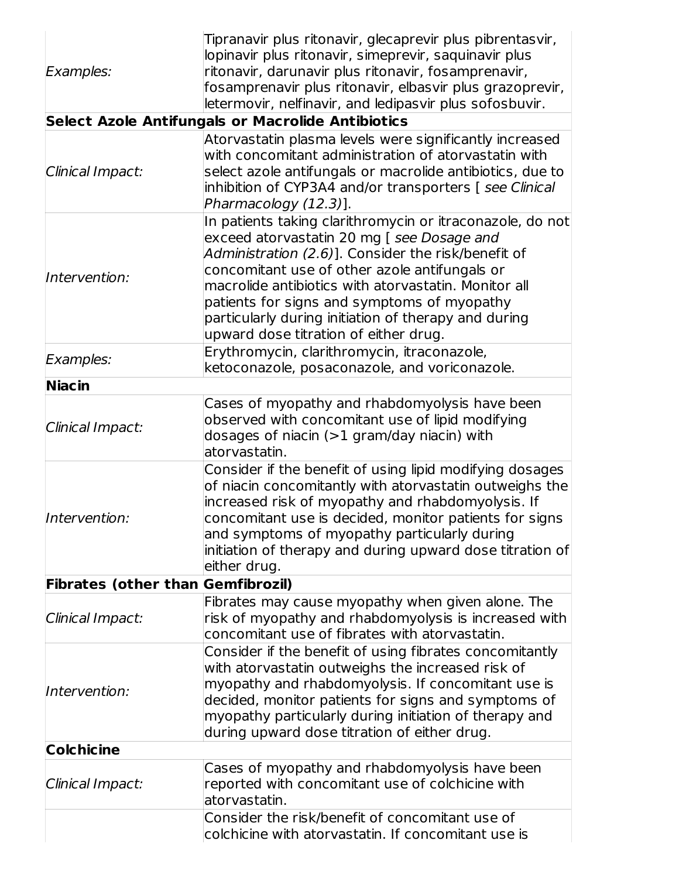| | |
|---|---|
| *Examples:* | Tipranavir plus ritonavir, glecaprevir plus pibrentasvir, lopinavir plus ritonavir, simeprevir, saquinavir plus ritonavir, darunavir plus ritonavir, fosamprenavir, fosamprenavir plus ritonavir, elbasvir plus grazoprevir, letermovir, nelfinavir, and ledipasvir plus sofosbuvir. |
| **Select Azole Antifungals or Macrolide Antibiotics** | |
| *Clinical Impact:* | Atorvastatin plasma levels were significantly increased with concomitant administration of atorvastatin with select azole antifungals or macrolide antibiotics, due to inhibition of CYP3A4 and/or transporters [ *see Clinical Pharmacology (12.3)*]. |
| *Intervention:* | In patients taking clarithromycin or itraconazole, do not exceed atorvastatin 20 mg [ *see Dosage and Administration (2.6)*]. Consider the risk/benefit of concomitant use of other azole antifungals or macrolide antibiotics with atorvastatin. Monitor all patients for signs and symptoms of myopathy particularly during initiation of therapy and during upward dose titration of either drug. |
| *Examples:* | Erythromycin, clarithromycin, itraconazole, ketoconazole, posaconazole, and voriconazole. |
| **Niacin** | |
| *Clinical Impact:* | Cases of myopathy and rhabdomyolysis have been observed with concomitant use of lipid modifying dosages of niacin (>1 gram/day niacin) with atorvastatin. |
| *Intervention:* | Consider if the benefit of using lipid modifying dosages of niacin concomitantly with atorvastatin outweighs the increased risk of myopathy and rhabdomyolysis. If concomitant use is decided, monitor patients for signs and symptoms of myopathy particularly during initiation of therapy and during upward dose titration of either drug. |
| **Fibrates (other than Gemfibrozil)** | |
| *Clinical Impact:* | Fibrates may cause myopathy when given alone. The risk of myopathy and rhabdomyolysis is increased with concomitant use of fibrates with atorvastatin. |
| *Intervention:* | Consider if the benefit of using fibrates concomitantly with atorvastatin outweighs the increased risk of myopathy and rhabdomyolysis. If concomitant use is decided, monitor patients for signs and symptoms of myopathy particularly during initiation of therapy and during upward dose titration of either drug. |
| **Colchicine** | |
| *Clinical Impact:* | Cases of myopathy and rhabdomyolysis have been reported with concomitant use of colchicine with atorvastatin. |
| | Consider the risk/benefit of concomitant use of colchicine with atorvastatin. If concomitant use is |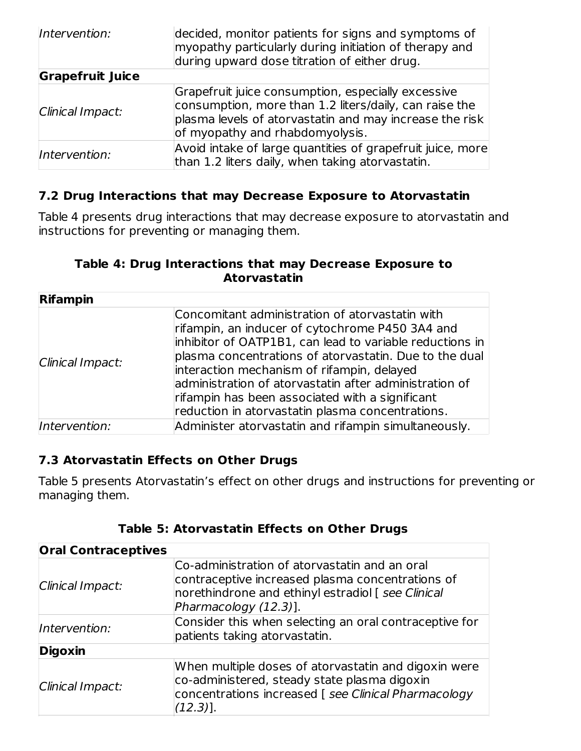| | |
|---|---|
| *Intervention:* | decided, monitor patients for signs and symptoms of myopathy particularly during initiation of therapy and during upward dose titration of either drug. |
| **Grapefruit Juice** | |
| *Clinical Impact:* | Grapefruit juice consumption, especially excessive consumption, more than 1.2 liters/daily, can raise the plasma levels of atorvastatin and may increase the risk of myopathy and rhabdomyolysis. |
| *Intervention:* | Avoid intake of large quantities of grapefruit juice, more than 1.2 liters daily, when taking atorvastatin. |

### 7.2 Drug Interactions that may Decrease Exposure to Atorvastatin

Table 4 presents drug interactions that may decrease exposure to atorvastatin and instructions for preventing or managing them.

**Table 4: Drug Interactions that may Decrease Exposure to Atorvastatin**

| **Rifampin** | |
|---|---|
| *Clinical Impact:* | Concomitant administration of atorvastatin with rifampin, an inducer of cytochrome P450 3A4 and inhibitor of OATP1B1, can lead to variable reductions in plasma concentrations of atorvastatin. Due to the dual interaction mechanism of rifampin, delayed administration of atorvastatin after administration of rifampin has been associated with a significant reduction in atorvastatin plasma concentrations. |
| *Intervention:* | Administer atorvastatin and rifampin simultaneously. |

### 7.3 Atorvastatin Effects on Other Drugs

Table 5 presents Atorvastatin's effect on other drugs and instructions for preventing or managing them.

**Table 5: Atorvastatin Effects on Other Drugs**

| **Oral Contraceptives** | |
|---|---|
| *Clinical Impact:* | Co-administration of atorvastatin and an oral contraceptive increased plasma concentrations of norethindrone and ethinyl estradiol [ *see Clinical Pharmacology (12.3)*]. |
| *Intervention:* | Consider this when selecting an oral contraceptive for patients taking atorvastatin. |
| **Digoxin** | |
| *Clinical Impact:* | When multiple doses of atorvastatin and digoxin were co-administered, steady state plasma digoxin concentrations increased [ *see Clinical Pharmacology (12.3)*]. |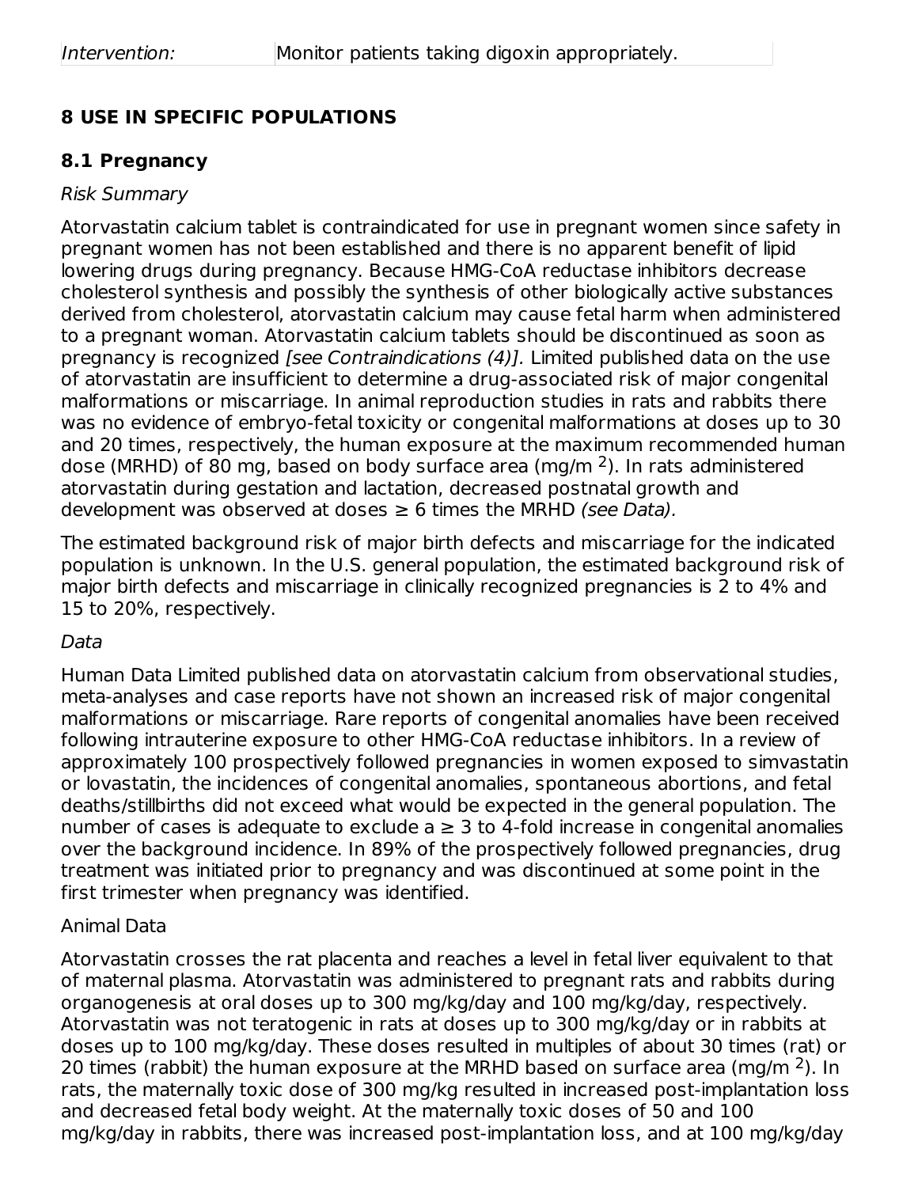| Intervention: | Monitor patients taking digoxin appropriately. |
| --- | --- |

## 8 USE IN SPECIFIC POPULATIONS

### 8.1 Pregnancy

*Risk Summary*

Atorvastatin calcium tablet is contraindicated for use in pregnant women since safety in pregnant women has not been established and there is no apparent benefit of lipid lowering drugs during pregnancy. Because HMG-CoA reductase inhibitors decrease cholesterol synthesis and possibly the synthesis of other biologically active substances derived from cholesterol, atorvastatin calcium may cause fetal harm when administered to a pregnant woman. Atorvastatin calcium tablets should be discontinued as soon as pregnancy is recognized *[see Contraindications (4)]*. Limited published data on the use of atorvastatin are insufficient to determine a drug-associated risk of major congenital malformations or miscarriage. In animal reproduction studies in rats and rabbits there was no evidence of embryo-fetal toxicity or congenital malformations at doses up to 30 and 20 times, respectively, the human exposure at the maximum recommended human dose (MRHD) of 80 mg, based on body surface area (mg/m $^{2}$). In rats administered atorvastatin during gestation and lactation, decreased postnatal growth and development was observed at doses ≥ 6 times the MRHD *(see Data)*.

The estimated background risk of major birth defects and miscarriage for the indicated population is unknown. In the U.S. general population, the estimated background risk of major birth defects and miscarriage in clinically recognized pregnancies is 2 to 4% and 15 to 20%, respectively.

*Data*

Human Data Limited published data on atorvastatin calcium from observational studies, meta-analyses and case reports have not shown an increased risk of major congenital malformations or miscarriage. Rare reports of congenital anomalies have been received following intrauterine exposure to other HMG-CoA reductase inhibitors. In a review of approximately 100 prospectively followed pregnancies in women exposed to simvastatin or lovastatin, the incidences of congenital anomalies, spontaneous abortions, and fetal deaths/stillbirths did not exceed what would be expected in the general population. The number of cases is adequate to exclude a ≥ 3 to 4-fold increase in congenital anomalies over the background incidence. In 89% of the prospectively followed pregnancies, drug treatment was initiated prior to pregnancy and was discontinued at some point in the first trimester when pregnancy was identified.

Animal Data

Atorvastatin crosses the rat placenta and reaches a level in fetal liver equivalent to that of maternal plasma. Atorvastatin was administered to pregnant rats and rabbits during organogenesis at oral doses up to 300 mg/kg/day and 100 mg/kg/day, respectively. Atorvastatin was not teratogenic in rats at doses up to 300 mg/kg/day or in rabbits at doses up to 100 mg/kg/day. These doses resulted in multiples of about 30 times (rat) or 20 times (rabbit) the human exposure at the MRHD based on surface area (mg/m $^{2}$). In rats, the maternally toxic dose of 300 mg/kg resulted in increased post-implantation loss and decreased fetal body weight. At the maternally toxic doses of 50 and 100 mg/kg/day in rabbits, there was increased post-implantation loss, and at 100 mg/kg/day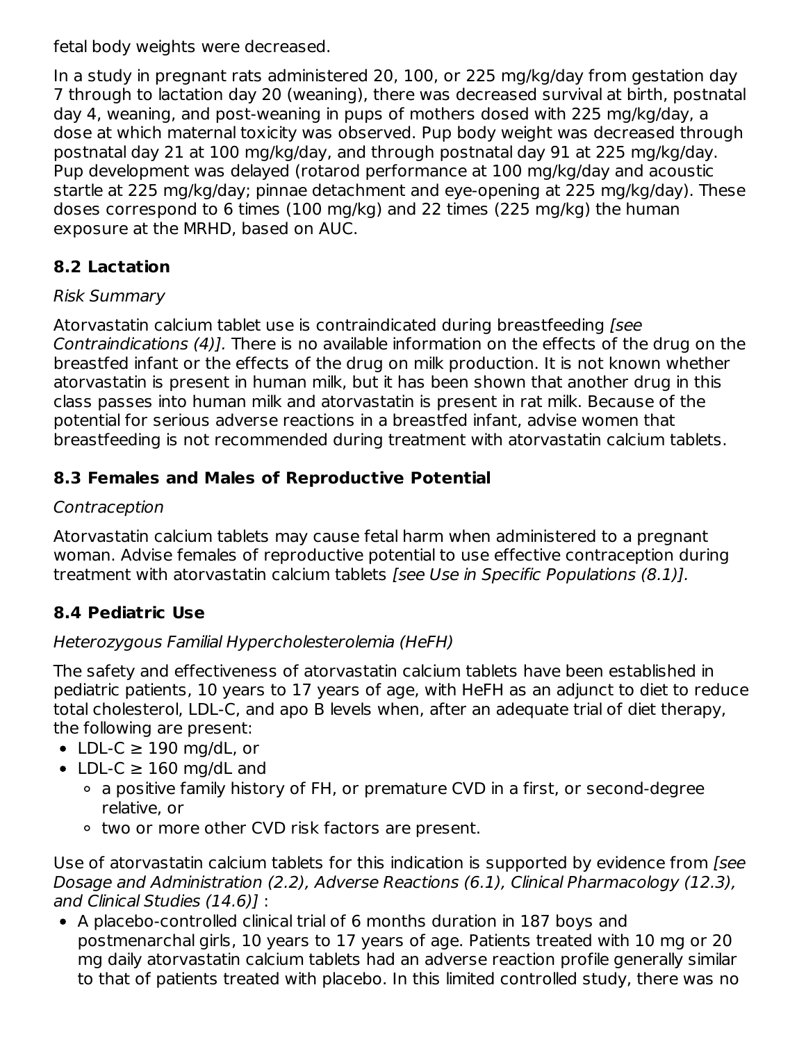fetal body weights were decreased.

In a study in pregnant rats administered 20, 100, or 225 mg/kg/day from gestation day 7 through to lactation day 20 (weaning), there was decreased survival at birth, postnatal day 4, weaning, and post-weaning in pups of mothers dosed with 225 mg/kg/day, a dose at which maternal toxicity was observed. Pup body weight was decreased through postnatal day 21 at 100 mg/kg/day, and through postnatal day 91 at 225 mg/kg/day. Pup development was delayed (rotarod performance at 100 mg/kg/day and acoustic startle at 225 mg/kg/day; pinnae detachment and eye-opening at 225 mg/kg/day). These doses correspond to 6 times (100 mg/kg) and 22 times (225 mg/kg) the human exposure at the MRHD, based on AUC.

## 8.2 Lactation

*Risk Summary*

Atorvastatin calcium tablet use is contraindicated during breastfeeding *[see Contraindications (4)]*. There is no available information on the effects of the drug on the breastfed infant or the effects of the drug on milk production. It is not known whether atorvastatin is present in human milk, but it has been shown that another drug in this class passes into human milk and atorvastatin is present in rat milk. Because of the potential for serious adverse reactions in a breastfed infant, advise women that breastfeeding is not recommended during treatment with atorvastatin calcium tablets.

## 8.3 Females and Males of Reproductive Potential

*Contraception*

Atorvastatin calcium tablets may cause fetal harm when administered to a pregnant woman. Advise females of reproductive potential to use effective contraception during treatment with atorvastatin calcium tablets *[see Use in Specific Populations (8.1)]*.

## 8.4 Pediatric Use

*Heterozygous Familial Hypercholesterolemia (HeFH)*

The safety and effectiveness of atorvastatin calcium tablets have been established in pediatric patients, 10 years to 17 years of age, with HeFH as an adjunct to diet to reduce total cholesterol, LDL-C, and apo B levels when, after an adequate trial of diet therapy, the following are present:

- LDL-C ≥ 190 mg/dL, or
- LDL-C ≥ 160 mg/dL and
  - a positive family history of FH, or premature CVD in a first, or second-degree relative, or
  - two or more other CVD risk factors are present.

Use of atorvastatin calcium tablets for this indication is supported by evidence from *[see Dosage and Administration (2.2), Adverse Reactions (6.1), Clinical Pharmacology (12.3), and Clinical Studies (14.6)]* :

- A placebo-controlled clinical trial of 6 months duration in 187 boys and postmenarchal girls, 10 years to 17 years of age. Patients treated with 10 mg or 20 mg daily atorvastatin calcium tablets had an adverse reaction profile generally similar to that of patients treated with placebo. In this limited controlled study, there was no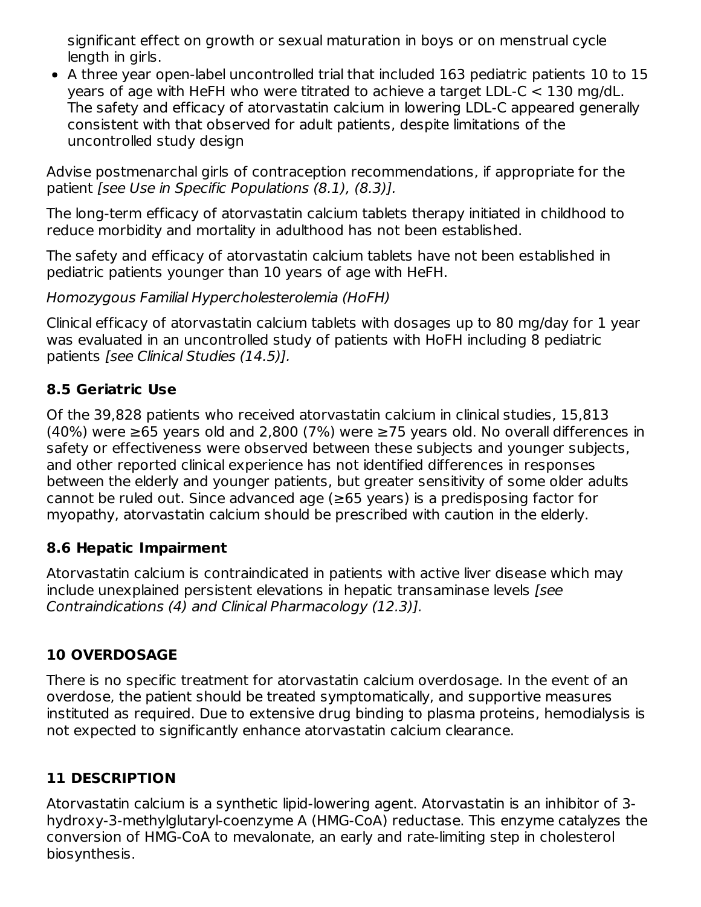significant effect on growth or sexual maturation in boys or on menstrual cycle length in girls.

- A three year open-label uncontrolled trial that included 163 pediatric patients 10 to 15 years of age with HeFH who were titrated to achieve a target LDL-C < 130 mg/dL. The safety and efficacy of atorvastatin calcium in lowering LDL-C appeared generally consistent with that observed for adult patients, despite limitations of the uncontrolled study design

Advise postmenarchal girls of contraception recommendations, if appropriate for the patient *[see Use in Specific Populations (8.1), (8.3)].*

The long-term efficacy of atorvastatin calcium tablets therapy initiated in childhood to reduce morbidity and mortality in adulthood has not been established.

The safety and efficacy of atorvastatin calcium tablets have not been established in pediatric patients younger than 10 years of age with HeFH.

*Homozygous Familial Hypercholesterolemia (HoFH)*

Clinical efficacy of atorvastatin calcium tablets with dosages up to 80 mg/day for 1 year was evaluated in an uncontrolled study of patients with HoFH including 8 pediatric patients *[see Clinical Studies (14.5)].*

### 8.5 Geriatric Use

Of the 39,828 patients who received atorvastatin calcium in clinical studies, 15,813 (40%) were ≥65 years old and 2,800 (7%) were ≥75 years old. No overall differences in safety or effectiveness were observed between these subjects and younger subjects, and other reported clinical experience has not identified differences in responses between the elderly and younger patients, but greater sensitivity of some older adults cannot be ruled out. Since advanced age (≥65 years) is a predisposing factor for myopathy, atorvastatin calcium should be prescribed with caution in the elderly.

### 8.6 Hepatic Impairment

Atorvastatin calcium is contraindicated in patients with active liver disease which may include unexplained persistent elevations in hepatic transaminase levels *[see Contraindications (4) and Clinical Pharmacology (12.3)].*

## 10 OVERDOSAGE

There is no specific treatment for atorvastatin calcium overdosage. In the event of an overdose, the patient should be treated symptomatically, and supportive measures instituted as required. Due to extensive drug binding to plasma proteins, hemodialysis is not expected to significantly enhance atorvastatin calcium clearance.

## 11 DESCRIPTION

Atorvastatin calcium is a synthetic lipid-lowering agent. Atorvastatin is an inhibitor of 3-hydroxy-3-methylglutaryl-coenzyme A (HMG-CoA) reductase. This enzyme catalyzes the conversion of HMG-CoA to mevalonate, an early and rate-limiting step in cholesterol biosynthesis.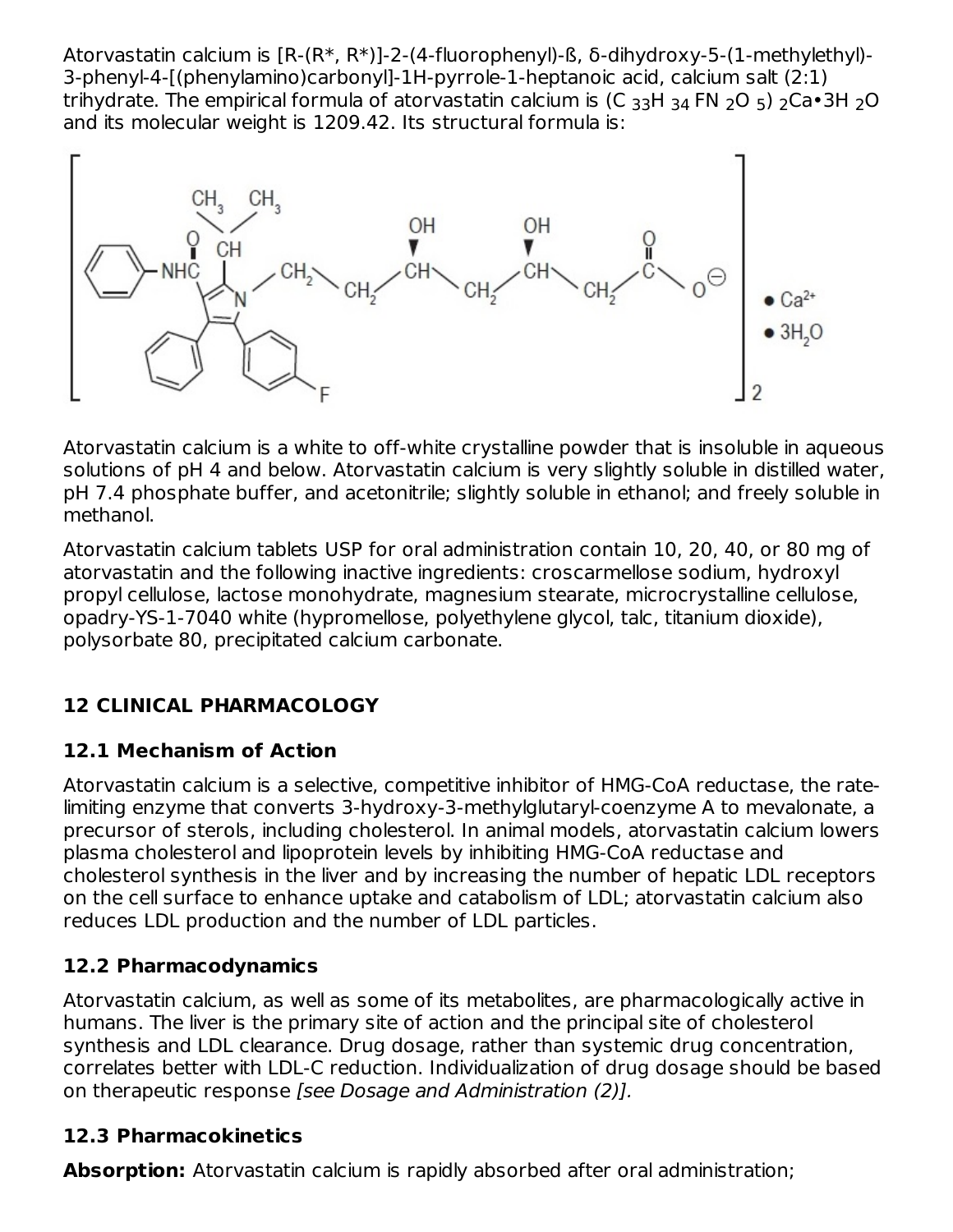Atorvastatin calcium is [R-(R*, R*)]-2-(4-fluorophenyl)-ß, δ-dihydroxy-5-(1-methylethyl)-3-phenyl-4-[(phenylamino)carbonyl]-1H-pyrrole-1-heptanoic acid, calcium salt (2:1) trihydrate. The empirical formula of atorvastatin calcium is $(C_{33}H_{34}FN_2O_5)_2Ca•3H_2O$ and its molecular weight is 1209.42. Its structural formula is:

Atorvastatin calcium is a white to off-white crystalline powder that is insoluble in aqueous solutions of pH 4 and below. Atorvastatin calcium is very slightly soluble in distilled water, pH 7.4 phosphate buffer, and acetonitrile; slightly soluble in ethanol; and freely soluble in methanol.

Atorvastatin calcium tablets USP for oral administration contain 10, 20, 40, or 80 mg of atorvastatin and the following inactive ingredients: croscarmellose sodium, hydroxyl propyl cellulose, lactose monohydrate, magnesium stearate, microcrystalline cellulose, opadry-YS-1-7040 white (hypromellose, polyethylene glycol, talc, titanium dioxide), polysorbate 80, precipitated calcium carbonate.

## 12 CLINICAL PHARMACOLOGY

### 12.1 Mechanism of Action

Atorvastatin calcium is a selective, competitive inhibitor of HMG-CoA reductase, the rate-limiting enzyme that converts 3-hydroxy-3-methylglutaryl-coenzyme A to mevalonate, a precursor of sterols, including cholesterol. In animal models, atorvastatin calcium lowers plasma cholesterol and lipoprotein levels by inhibiting HMG-CoA reductase and cholesterol synthesis in the liver and by increasing the number of hepatic LDL receptors on the cell surface to enhance uptake and catabolism of LDL; atorvastatin calcium also reduces LDL production and the number of LDL particles.

### 12.2 Pharmacodynamics

Atorvastatin calcium, as well as some of its metabolites, are pharmacologically active in humans. The liver is the primary site of action and the principal site of cholesterol synthesis and LDL clearance. Drug dosage, rather than systemic drug concentration, correlates better with LDL-C reduction. Individualization of drug dosage should be based on therapeutic response *[see Dosage and Administration (2)].*

### 12.3 Pharmacokinetics

**Absorption:** Atorvastatin calcium is rapidly absorbed after oral administration;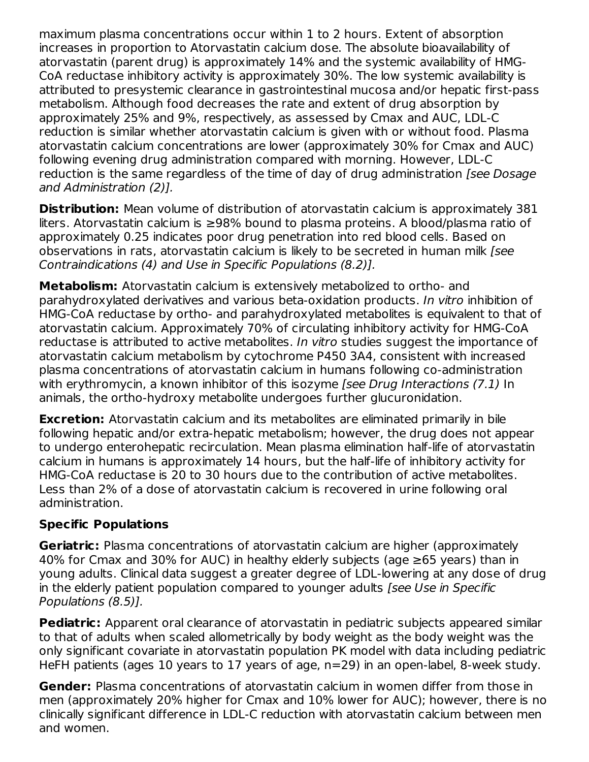maximum plasma concentrations occur within 1 to 2 hours. Extent of absorption increases in proportion to Atorvastatin calcium dose. The absolute bioavailability of atorvastatin (parent drug) is approximately 14% and the systemic availability of HMG-CoA reductase inhibitory activity is approximately 30%. The low systemic availability is attributed to presystemic clearance in gastrointestinal mucosa and/or hepatic first-pass metabolism. Although food decreases the rate and extent of drug absorption by approximately 25% and 9%, respectively, as assessed by Cmax and AUC, LDL-C reduction is similar whether atorvastatin calcium is given with or without food. Plasma atorvastatin calcium concentrations are lower (approximately 30% for Cmax and AUC) following evening drug administration compared with morning. However, LDL-C reduction is the same regardless of the time of day of drug administration *[see Dosage and Administration (2)].*

**Distribution:** Mean volume of distribution of atorvastatin calcium is approximately 381 liters. Atorvastatin calcium is ≥98% bound to plasma proteins. A blood/plasma ratio of approximately 0.25 indicates poor drug penetration into red blood cells. Based on observations in rats, atorvastatin calcium is likely to be secreted in human milk *[see Contraindications (4) and Use in Specific Populations (8.2)].*

**Metabolism:** Atorvastatin calcium is extensively metabolized to ortho- and parahydroxylated derivatives and various beta-oxidation products. *In vitro* inhibition of HMG-CoA reductase by ortho- and parahydroxylated metabolites is equivalent to that of atorvastatin calcium. Approximately 70% of circulating inhibitory activity for HMG-CoA reductase is attributed to active metabolites. *In vitro* studies suggest the importance of atorvastatin calcium metabolism by cytochrome P450 3A4, consistent with increased plasma concentrations of atorvastatin calcium in humans following co-administration with erythromycin, a known inhibitor of this isozyme *[see Drug Interactions (7.1)* In animals, the ortho-hydroxy metabolite undergoes further glucuronidation.

**Excretion:** Atorvastatin calcium and its metabolites are eliminated primarily in bile following hepatic and/or extra-hepatic metabolism; however, the drug does not appear to undergo enterohepatic recirculation. Mean plasma elimination half-life of atorvastatin calcium in humans is approximately 14 hours, but the half-life of inhibitory activity for HMG-CoA reductase is 20 to 30 hours due to the contribution of active metabolites. Less than 2% of a dose of atorvastatin calcium is recovered in urine following oral administration.

**Specific Populations**

**Geriatric:** Plasma concentrations of atorvastatin calcium are higher (approximately 40% for Cmax and 30% for AUC) in healthy elderly subjects (age ≥65 years) than in young adults. Clinical data suggest a greater degree of LDL-lowering at any dose of drug in the elderly patient population compared to younger adults *[see Use in Specific Populations (8.5)].*

**Pediatric:** Apparent oral clearance of atorvastatin in pediatric subjects appeared similar to that of adults when scaled allometrically by body weight as the body weight was the only significant covariate in atorvastatin population PK model with data including pediatric HeFH patients (ages 10 years to 17 years of age, n=29) in an open-label, 8-week study.

**Gender:** Plasma concentrations of atorvastatin calcium in women differ from those in men (approximately 20% higher for Cmax and 10% lower for AUC); however, there is no clinically significant difference in LDL-C reduction with atorvastatin calcium between men and women.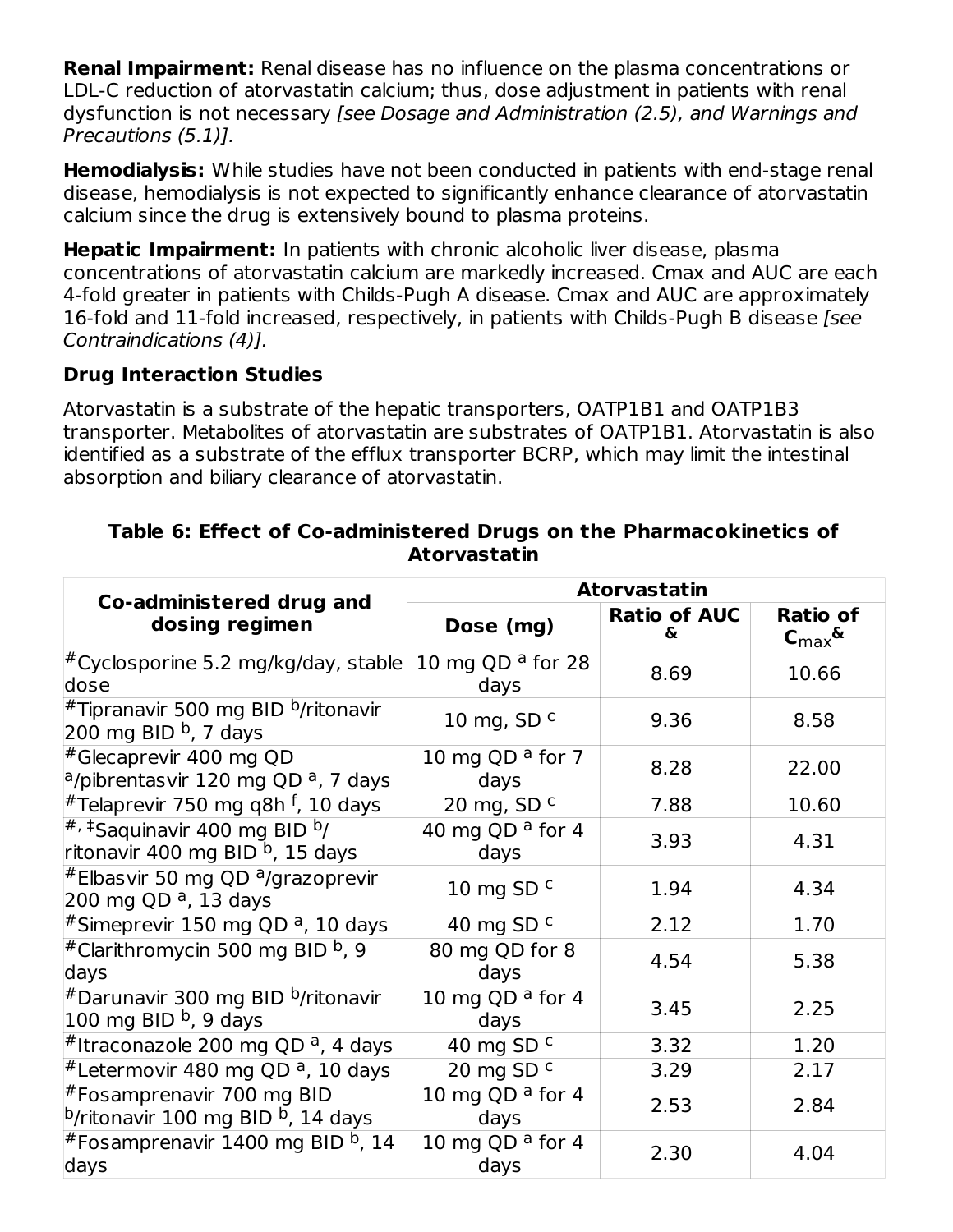**Renal Impairment:** Renal disease has no influence on the plasma concentrations or LDL-C reduction of atorvastatin calcium; thus, dose adjustment in patients with renal dysfunction is not necessary *[see Dosage and Administration (2.5), and Warnings and Precautions (5.1)].*

**Hemodialysis:** While studies have not been conducted in patients with end-stage renal disease, hemodialysis is not expected to significantly enhance clearance of atorvastatin calcium since the drug is extensively bound to plasma proteins.

**Hepatic Impairment:** In patients with chronic alcoholic liver disease, plasma concentrations of atorvastatin calcium are markedly increased. Cmax and AUC are each 4-fold greater in patients with Childs-Pugh A disease. Cmax and AUC are approximately 16-fold and 11-fold increased, respectively, in patients with Childs-Pugh B disease *[see Contraindications (4)].*

### Drug Interaction Studies

Atorvastatin is a substrate of the hepatic transporters, OATP1B1 and OATP1B3 transporter. Metabolites of atorvastatin are substrates of OATP1B1. Atorvastatin is also identified as a substrate of the efflux transporter BCRP, which may limit the intestinal absorption and biliary clearance of atorvastatin.

**Table 6: Effect of Co-administered Drugs on the Pharmacokinetics of Atorvastatin**

| Co-administered drug and dosing regimen | Atorvastatin | | |
|---|---|---|---|
| | Dose (mg) | Ratio of AUC & | Ratio of $C_{max}$& |
| #Cyclosporine 5.2 mg/kg/day, stable dose | 10 mg QD [a] for 28 days | 8.69 | 10.66 |
| #Tipranavir 500 mg BID [b]/ritonavir 200 mg BID [b], 7 days | 10 mg, SD [c] | 9.36 | 8.58 |
| #Glecaprevir 400 mg QD [a]/pibrentasvir 120 mg QD [a], 7 days | 10 mg QD [a] for 7 days | 8.28 | 22.00 |
| #Telaprevir 750 mg q8h [f], 10 days | 20 mg, SD [c] | 7.88 | 10.60 |
| #, ‡Saquinavir 400 mg BID [b]/ ritonavir 400 mg BID [b], 15 days | 40 mg QD [a] for 4 days | 3.93 | 4.31 |
| #Elbasvir 50 mg QD [a]/grazoprevir 200 mg QD [a], 13 days | 10 mg SD [c] | 1.94 | 4.34 |
| #Simeprevir 150 mg QD [a], 10 days | 40 mg SD [c] | 2.12 | 1.70 |
| #Clarithromycin 500 mg BID [b], 9 days | 80 mg QD for 8 days | 4.54 | 5.38 |
| #Darunavir 300 mg BID [b]/ritonavir 100 mg BID [b], 9 days | 10 mg QD [a] for 4 days | 3.45 | 2.25 |
| #Itraconazole 200 mg QD [a], 4 days | 40 mg SD [c] | 3.32 | 1.20 |
| #Letermovir 480 mg QD [a], 10 days | 20 mg SD [c] | 3.29 | 2.17 |
| #Fosamprenavir 700 mg BID [b]/ritonavir 100 mg BID [b], 14 days | 10 mg QD [a] for 4 days | 2.53 | 2.84 |
| #Fosamprenavir 1400 mg BID [b], 14 days | 10 mg QD [a] for 4 days | 2.30 | 4.04 |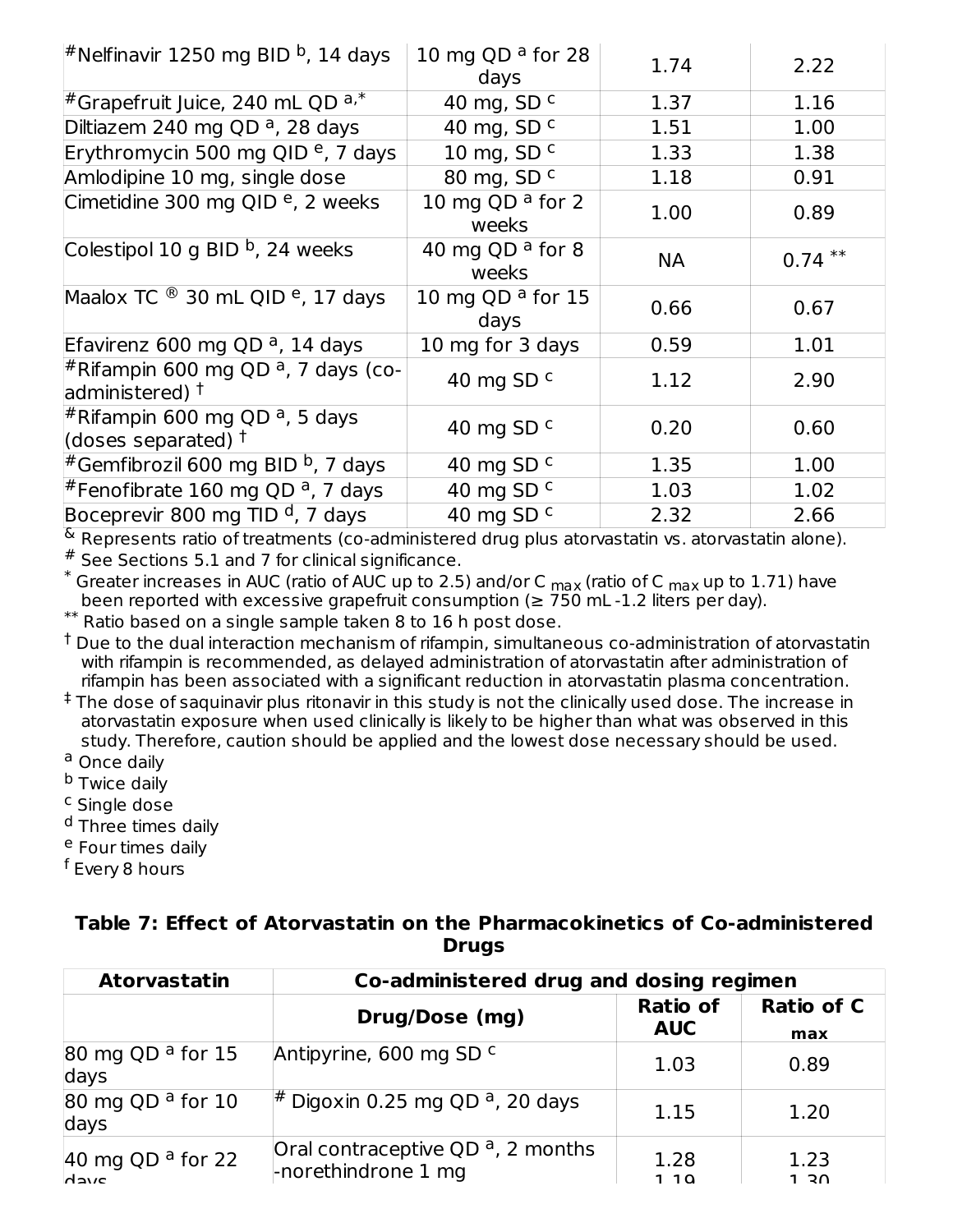| | | | |
|---|---|---|---|
| #Nelfinavir 1250 mg BID [b], 14 days | 10 mg QD [a] for 28 days | 1.74 | 2.22 |
| #Grapefruit Juice, 240 mL QD [a,*] | 40 mg, SD [c] | 1.37 | 1.16 |
| Diltiazem 240 mg QD [a], 28 days | 40 mg, SD [c] | 1.51 | 1.00 |
| Erythromycin 500 mg QID [e], 7 days | 10 mg, SD [c] | 1.33 | 1.38 |
| Amlodipine 10 mg, single dose | 80 mg, SD [c] | 1.18 | 0.91 |
| Cimetidine 300 mg QID [e], 2 weeks | 10 mg QD [a] for 2 weeks | 1.00 | 0.89 |
| Colestipol 10 g BID [b], 24 weeks | 40 mg QD [a] for 8 weeks | NA | 0.74 ** |
| Maalox TC ® 30 mL QID [e], 17 days | 10 mg QD [a] for 15 days | 0.66 | 0.67 |
| Efavirenz 600 mg QD [a], 14 days | 10 mg for 3 days | 0.59 | 1.01 |
| #Rifampin 600 mg QD [a], 7 days (co-administered) † | 40 mg SD [c] | 1.12 | 2.90 |
| #Rifampin 600 mg QD [a], 5 days (doses separated) † | 40 mg SD [c] | 0.20 | 0.60 |
| #Gemfibrozil 600 mg BID [b], 7 days | 40 mg SD [c] | 1.35 | 1.00 |
| #Fenofibrate 160 mg QD [a], 7 days | 40 mg SD [c] | 1.03 | 1.02 |
| Boceprevir 800 mg TID [d], 7 days | 40 mg SD [c] | 2.32 | 2.66 |

& Represents ratio of treatments (co-administered drug plus atorvastatin vs. atorvastatin alone).

# See Sections 5.1 and 7 for clinical significance.

* Greater increases in AUC (ratio of AUC up to 2.5) and/or $C_{max}$ (ratio of $C_{max}$ up to 1.71) have been reported with excessive grapefruit consumption (≥ 750 mL -1.2 liters per day).

** Ratio based on a single sample taken 8 to 16 h post dose.

† Due to the dual interaction mechanism of rifampin, simultaneous co-administration of atorvastatin with rifampin is recommended, as delayed administration of atorvastatin after administration of rifampin has been associated with a significant reduction in atorvastatin plasma concentration.

‡ The dose of saquinavir plus ritonavir in this study is not the clinically used dose. The increase in atorvastatin exposure when used clinically is likely to be higher than what was observed in this study. Therefore, caution should be applied and the lowest dose necessary should be used.

[a] Once daily

[b] Twice daily

[c] Single dose

[d] Three times daily

[e] Four times daily

[f] Every 8 hours

**Table 7: Effect of Atorvastatin on the Pharmacokinetics of Co-administered Drugs**

| Atorvastatin | Co-administered drug and dosing regimen | | |
|---|---|---|---|
| | Drug/Dose (mg) | Ratio of AUC | Ratio of $C_{max}$ |
| 80 mg QD [a] for 15 days | Antipyrine, 600 mg SD [c] | 1.03 | 0.89 |
| 80 mg QD [a] for 10 days | # Digoxin 0.25 mg QD [a], 20 days | 1.15 | 1.20 |
| 40 mg QD [a] for 22 days | Oral contraceptive QD [a], 2 months -norethindrone 1 mg | 1.28 1.19 | 1.23 1.30 |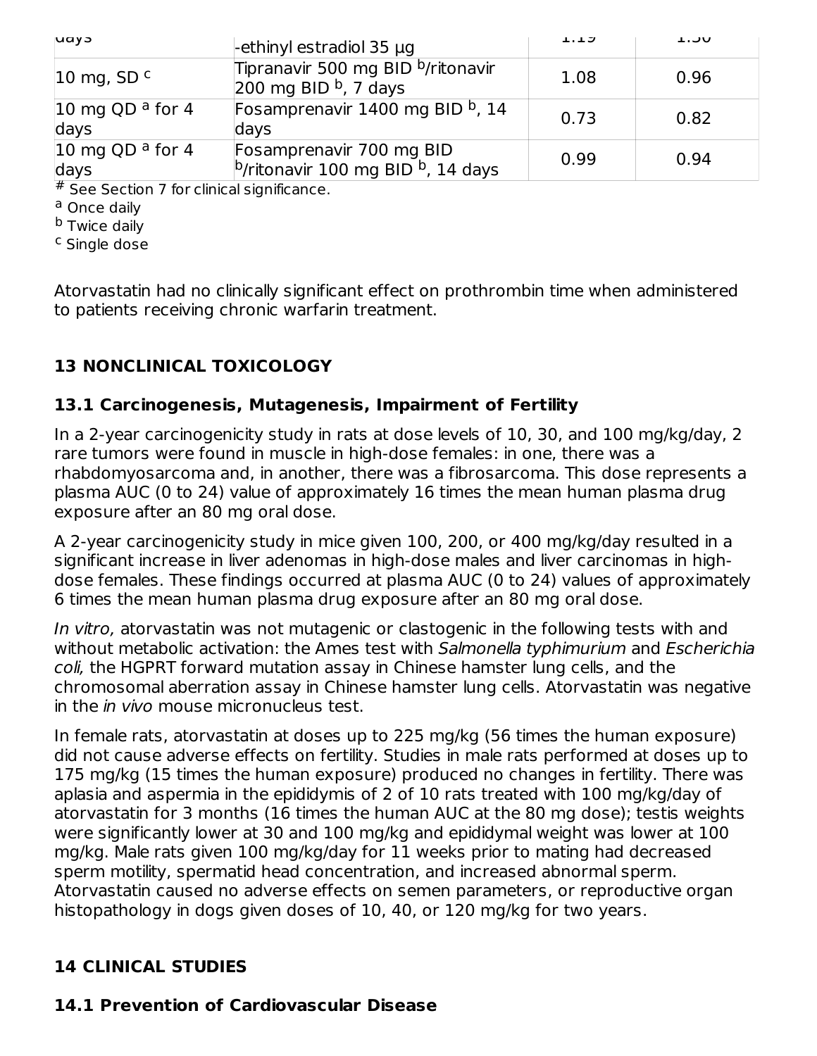| days | -ethinyl estradiol 35 µg | 1.19 | 1.30 |
|---|---|---|---|
| 10 mg, SD [c] | Tipranavir 500 mg BID [b]/ritonavir 200 mg BID [b], 7 days | 1.08 | 0.96 |
| 10 mg QD [a] for 4 days | Fosamprenavir 1400 mg BID [b], 14 days | 0.73 | 0.82 |
| 10 mg QD [a] for 4 days | Fosamprenavir 700 mg BID [b]/ritonavir 100 mg BID [b], 14 days | 0.99 | 0.94 |

[#] See Section 7 for clinical significance.

[a] Once daily

[b] Twice daily

[c] Single dose

Atorvastatin had no clinically significant effect on prothrombin time when administered to patients receiving chronic warfarin treatment.

## 13 NONCLINICAL TOXICOLOGY

### 13.1 Carcinogenesis, Mutagenesis, Impairment of Fertility

In a 2-year carcinogenicity study in rats at dose levels of 10, 30, and 100 mg/kg/day, 2 rare tumors were found in muscle in high-dose females: in one, there was a rhabdomyosarcoma and, in another, there was a fibrosarcoma. This dose represents a plasma AUC (0 to 24) value of approximately 16 times the mean human plasma drug exposure after an 80 mg oral dose.

A 2-year carcinogenicity study in mice given 100, 200, or 400 mg/kg/day resulted in a significant increase in liver adenomas in high-dose males and liver carcinomas in high-dose females. These findings occurred at plasma AUC (0 to 24) values of approximately 6 times the mean human plasma drug exposure after an 80 mg oral dose.

*In vitro,* atorvastatin was not mutagenic or clastogenic in the following tests with and without metabolic activation: the Ames test with *Salmonella typhimurium* and *Escherichia coli,* the HGPRT forward mutation assay in Chinese hamster lung cells, and the chromosomal aberration assay in Chinese hamster lung cells. Atorvastatin was negative in the *in vivo* mouse micronucleus test.

In female rats, atorvastatin at doses up to 225 mg/kg (56 times the human exposure) did not cause adverse effects on fertility. Studies in male rats performed at doses up to 175 mg/kg (15 times the human exposure) produced no changes in fertility. There was aplasia and aspermia in the epididymis of 2 of 10 rats treated with 100 mg/kg/day of atorvastatin for 3 months (16 times the human AUC at the 80 mg dose); testis weights were significantly lower at 30 and 100 mg/kg and epididymal weight was lower at 100 mg/kg. Male rats given 100 mg/kg/day for 11 weeks prior to mating had decreased sperm motility, spermatid head concentration, and increased abnormal sperm. Atorvastatin caused no adverse effects on semen parameters, or reproductive organ histopathology in dogs given doses of 10, 40, or 120 mg/kg for two years.

## 14 CLINICAL STUDIES

### 14.1 Prevention of Cardiovascular Disease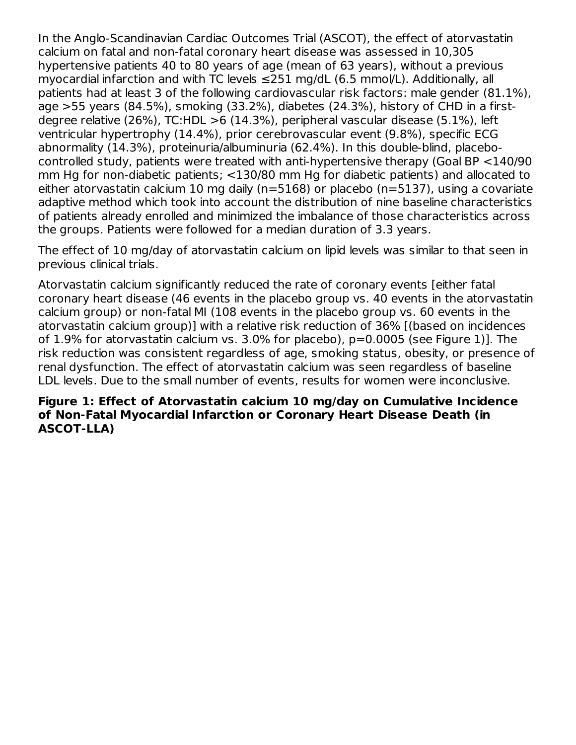In the Anglo-Scandinavian Cardiac Outcomes Trial (ASCOT), the effect of atorvastatin calcium on fatal and non-fatal coronary heart disease was assessed in 10,305 hypertensive patients 40 to 80 years of age (mean of 63 years), without a previous myocardial infarction and with TC levels ≤251 mg/dL (6.5 mmol/L). Additionally, all patients had at least 3 of the following cardiovascular risk factors: male gender (81.1%), age >55 years (84.5%), smoking (33.2%), diabetes (24.3%), history of CHD in a first-degree relative (26%), TC:HDL >6 (14.3%), peripheral vascular disease (5.1%), left ventricular hypertrophy (14.4%), prior cerebrovascular event (9.8%), specific ECG abnormality (14.3%), proteinuria/albuminuria (62.4%). In this double-blind, placebo-controlled study, patients were treated with anti-hypertensive therapy (Goal BP <140/90 mm Hg for non-diabetic patients; <130/80 mm Hg for diabetic patients) and allocated to either atorvastatin calcium 10 mg daily (n=5168) or placebo (n=5137), using a covariate adaptive method which took into account the distribution of nine baseline characteristics of patients already enrolled and minimized the imbalance of those characteristics across the groups. Patients were followed for a median duration of 3.3 years.

The effect of 10 mg/day of atorvastatin calcium on lipid levels was similar to that seen in previous clinical trials.

Atorvastatin calcium significantly reduced the rate of coronary events [either fatal coronary heart disease (46 events in the placebo group vs. 40 events in the atorvastatin calcium group) or non-fatal MI (108 events in the placebo group vs. 60 events in the atorvastatin calcium group)] with a relative risk reduction of 36% [(based on incidences of 1.9% for atorvastatin calcium vs. 3.0% for placebo), p=0.0005 (see Figure 1)]. The risk reduction was consistent regardless of age, smoking status, obesity, or presence of renal dysfunction. The effect of atorvastatin calcium was seen regardless of baseline LDL levels. Due to the small number of events, results for women were inconclusive.

**Figure 1: Effect of Atorvastatin calcium 10 mg/day on Cumulative Incidence of Non-Fatal Myocardial Infarction or Coronary Heart Disease Death (in ASCOT-LLA)**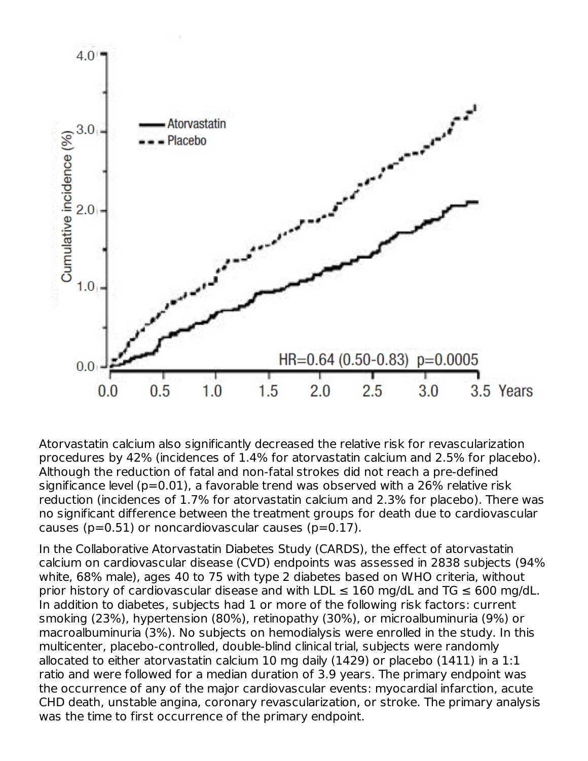Atorvastatin calcium also significantly decreased the relative risk for revascularization procedures by 42% (incidences of 1.4% for atorvastatin calcium and 2.5% for placebo). Although the reduction of fatal and non-fatal strokes did not reach a pre-defined significance level (p=0.01), a favorable trend was observed with a 26% relative risk reduction (incidences of 1.7% for atorvastatin calcium and 2.3% for placebo). There was no significant difference between the treatment groups for death due to cardiovascular causes (p=0.51) or noncardiovascular causes (p=0.17).

In the Collaborative Atorvastatin Diabetes Study (CARDS), the effect of atorvastatin calcium on cardiovascular disease (CVD) endpoints was assessed in 2838 subjects (94% white, 68% male), ages 40 to 75 with type 2 diabetes based on WHO criteria, without prior history of cardiovascular disease and with LDL ≤ 160 mg/dL and TG ≤ 600 mg/dL. In addition to diabetes, subjects had 1 or more of the following risk factors: current smoking (23%), hypertension (80%), retinopathy (30%), or microalbuminuria (9%) or macroalbuminuria (3%). No subjects on hemodialysis were enrolled in the study. In this multicenter, placebo-controlled, double-blind clinical trial, subjects were randomly allocated to either atorvastatin calcium 10 mg daily (1429) or placebo (1411) in a 1:1 ratio and were followed for a median duration of 3.9 years. The primary endpoint was the occurrence of any of the major cardiovascular events: myocardial infarction, acute CHD death, unstable angina, coronary revascularization, or stroke. The primary analysis was the time to first occurrence of the primary endpoint.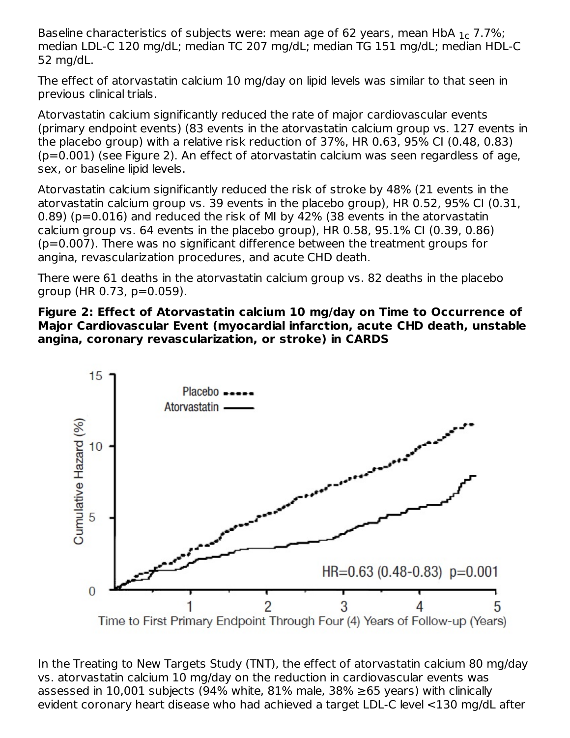Baseline characteristics of subjects were: mean age of 62 years, mean $HbA_{1c}$ 7.7%; median LDL-C 120 mg/dL; median TC 207 mg/dL; median TG 151 mg/dL; median HDL-C 52 mg/dL.

The effect of atorvastatin calcium 10 mg/day on lipid levels was similar to that seen in previous clinical trials.

Atorvastatin calcium significantly reduced the rate of major cardiovascular events (primary endpoint events) (83 events in the atorvastatin calcium group vs. 127 events in the placebo group) with a relative risk reduction of 37%, HR 0.63, 95% CI (0.48, 0.83) (p=0.001) (see Figure 2). An effect of atorvastatin calcium was seen regardless of age, sex, or baseline lipid levels.

Atorvastatin calcium significantly reduced the risk of stroke by 48% (21 events in the atorvastatin calcium group vs. 39 events in the placebo group), HR 0.52, 95% CI (0.31, 0.89) (p=0.016) and reduced the risk of MI by 42% (38 events in the atorvastatin calcium group vs. 64 events in the placebo group), HR 0.58, 95.1% CI (0.39, 0.86) (p=0.007). There was no significant difference between the treatment groups for angina, revascularization procedures, and acute CHD death.

There were 61 deaths in the atorvastatin calcium group vs. 82 deaths in the placebo group (HR 0.73, p=0.059).

**Figure 2: Effect of Atorvastatin calcium 10 mg/day on Time to Occurrence of Major Cardiovascular Event (myocardial infarction, acute CHD death, unstable angina, coronary revascularization, or stroke) in CARDS**

In the Treating to New Targets Study (TNT), the effect of atorvastatin calcium 80 mg/day vs. atorvastatin calcium 10 mg/day on the reduction in cardiovascular events was assessed in 10,001 subjects (94% white, 81% male, 38% ≥65 years) with clinically evident coronary heart disease who had achieved a target LDL-C level <130 mg/dL after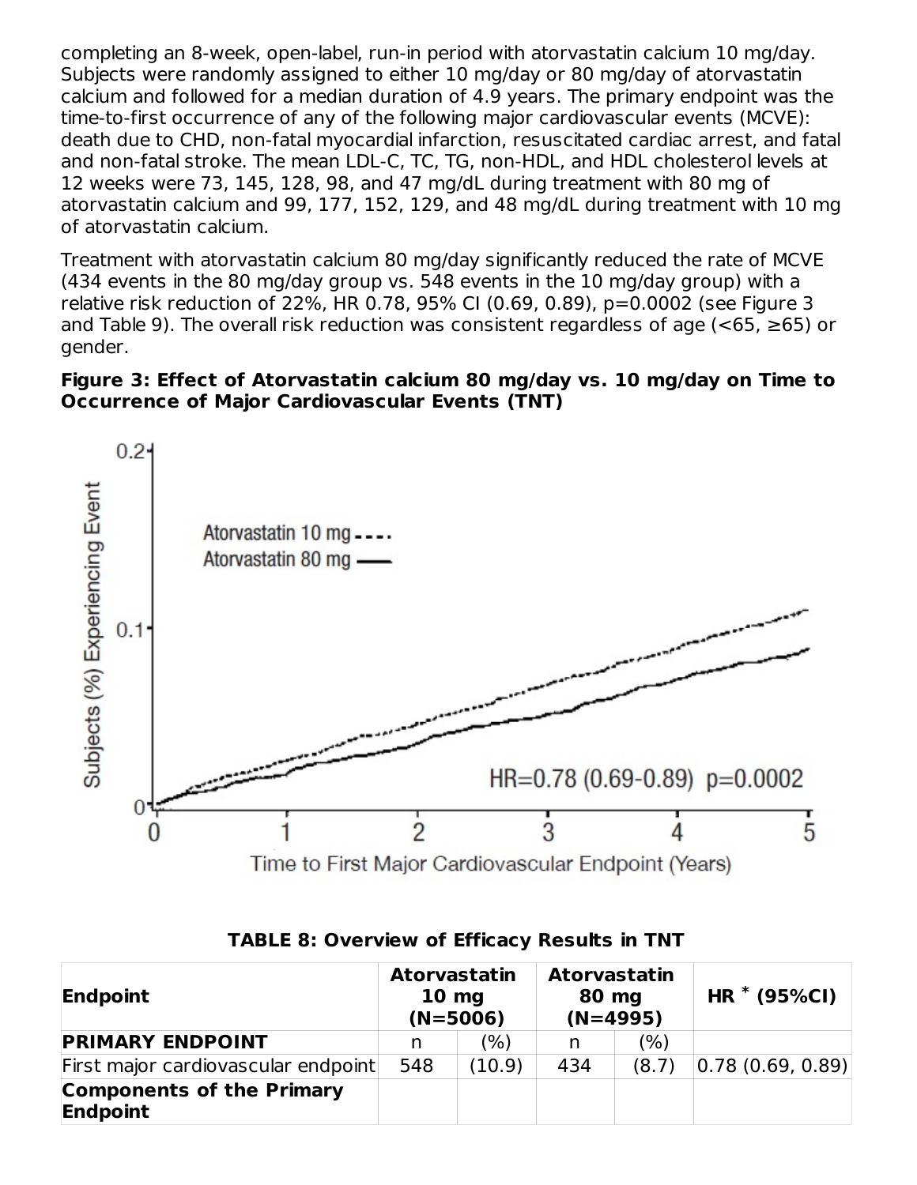completing an 8-week, open-label, run-in period with atorvastatin calcium 10 mg/day. Subjects were randomly assigned to either 10 mg/day or 80 mg/day of atorvastatin calcium and followed for a median duration of 4.9 years. The primary endpoint was the time-to-first occurrence of any of the following major cardiovascular events (MCVE): death due to CHD, non-fatal myocardial infarction, resuscitated cardiac arrest, and fatal and non-fatal stroke. The mean LDL-C, TC, TG, non-HDL, and HDL cholesterol levels at 12 weeks were 73, 145, 128, 98, and 47 mg/dL during treatment with 80 mg of atorvastatin calcium and 99, 177, 152, 129, and 48 mg/dL during treatment with 10 mg of atorvastatin calcium.

Treatment with atorvastatin calcium 80 mg/day significantly reduced the rate of MCVE (434 events in the 80 mg/day group vs. 548 events in the 10 mg/day group) with a relative risk reduction of 22%, HR 0.78, 95% CI (0.69, 0.89), p=0.0002 (see Figure 3 and Table 9). The overall risk reduction was consistent regardless of age (<65, ≥65) or gender.

**Figure 3: Effect of Atorvastatin calcium 80 mg/day vs. 10 mg/day on Time to Occurrence of Major Cardiovascular Events (TNT)**

**TABLE 8: Overview of Efficacy Results in TNT**

| Endpoint | Atorvastatin 10 mg (N=5006) | | Atorvastatin 80 mg (N=4995) | | HR * (95%CI) |
|---|---|---|---|---|---|
| **PRIMARY ENDPOINT** | n | (%) | n | (%) | |
| First major cardiovascular endpoint | 548 | (10.9) | 434 | (8.7) | 0.78 (0.69, 0.89) |
| **Components of the Primary Endpoint** | | | | | |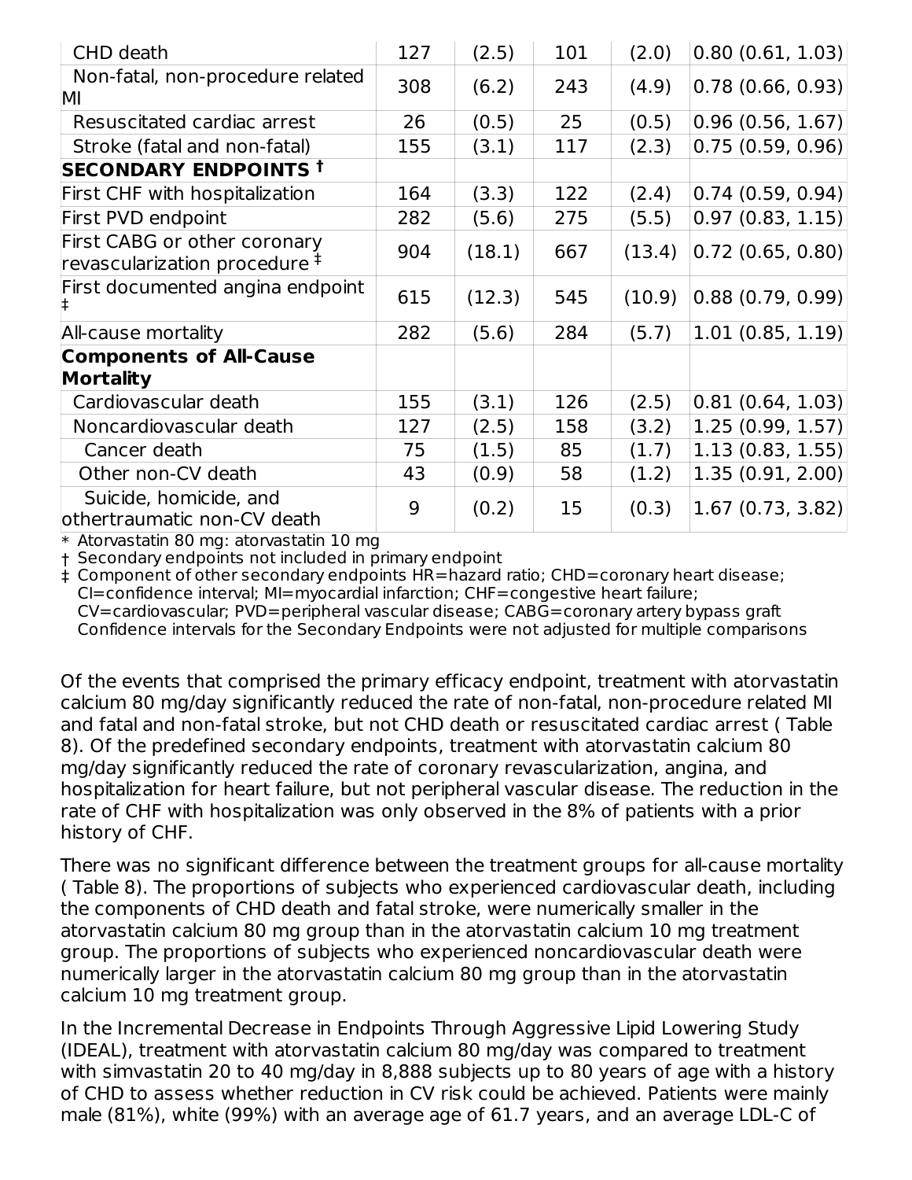| | | | | | |
|---|---|---|---|---|---|
| CHD death | 127 | (2.5) | 101 | (2.0) | 0.80 (0.61, 1.03) |
| Non-fatal, non-procedure related MI | 308 | (6.2) | 243 | (4.9) | 0.78 (0.66, 0.93) |
| Resuscitated cardiac arrest | 26 | (0.5) | 25 | (0.5) | 0.96 (0.56, 1.67) |
| Stroke (fatal and non-fatal) | 155 | (3.1) | 117 | (2.3) | 0.75 (0.59, 0.96) |
| **SECONDARY ENDPOINTS †** | | | | | |
| First CHF with hospitalization | 164 | (3.3) | 122 | (2.4) | 0.74 (0.59, 0.94) |
| First PVD endpoint | 282 | (5.6) | 275 | (5.5) | 0.97 (0.83, 1.15) |
| First CABG or other coronary revascularization procedure ‡ | 904 | (18.1) | 667 | (13.4) | 0.72 (0.65, 0.80) |
| First documented angina endpoint ‡ | 615 | (12.3) | 545 | (10.9) | 0.88 (0.79, 0.99) |
| All-cause mortality | 282 | (5.6) | 284 | (5.7) | 1.01 (0.85, 1.19) |
| **Components of All-Cause Mortality** | | | | | |
| Cardiovascular death | 155 | (3.1) | 126 | (2.5) | 0.81 (0.64, 1.03) |
| Noncardiovascular death | 127 | (2.5) | 158 | (3.2) | 1.25 (0.99, 1.57) |
| Cancer death | 75 | (1.5) | 85 | (1.7) | 1.13 (0.83, 1.55) |
| Other non-CV death | 43 | (0.9) | 58 | (1.2) | 1.35 (0.91, 2.00) |
| Suicide, homicide, and othertraumatic non-CV death | 9 | (0.2) | 15 | (0.3) | 1.67 (0.73, 3.82) |

\* Atorvastatin 80 mg: atorvastatin 10 mg
† Secondary endpoints not included in primary endpoint
‡ Component of other secondary endpoints HR=hazard ratio; CHD=coronary heart disease; CI=confidence interval; MI=myocardial infarction; CHF=congestive heart failure; CV=cardiovascular; PVD=peripheral vascular disease; CABG=coronary artery bypass graft
Confidence intervals for the Secondary Endpoints were not adjusted for multiple comparisons

Of the events that comprised the primary efficacy endpoint, treatment with atorvastatin calcium 80 mg/day significantly reduced the rate of non-fatal, non-procedure related MI and fatal and non-fatal stroke, but not CHD death or resuscitated cardiac arrest ( Table 8). Of the predefined secondary endpoints, treatment with atorvastatin calcium 80 mg/day significantly reduced the rate of coronary revascularization, angina, and hospitalization for heart failure, but not peripheral vascular disease. The reduction in the rate of CHF with hospitalization was only observed in the 8% of patients with a prior history of CHF.

There was no significant difference between the treatment groups for all-cause mortality ( Table 8). The proportions of subjects who experienced cardiovascular death, including the components of CHD death and fatal stroke, were numerically smaller in the atorvastatin calcium 80 mg group than in the atorvastatin calcium 10 mg treatment group. The proportions of subjects who experienced noncardiovascular death were numerically larger in the atorvastatin calcium 80 mg group than in the atorvastatin calcium 10 mg treatment group.

In the Incremental Decrease in Endpoints Through Aggressive Lipid Lowering Study (IDEAL), treatment with atorvastatin calcium 80 mg/day was compared to treatment with simvastatin 20 to 40 mg/day in 8,888 subjects up to 80 years of age with a history of CHD to assess whether reduction in CV risk could be achieved. Patients were mainly male (81%), white (99%) with an average age of 61.7 years, and an average LDL-C of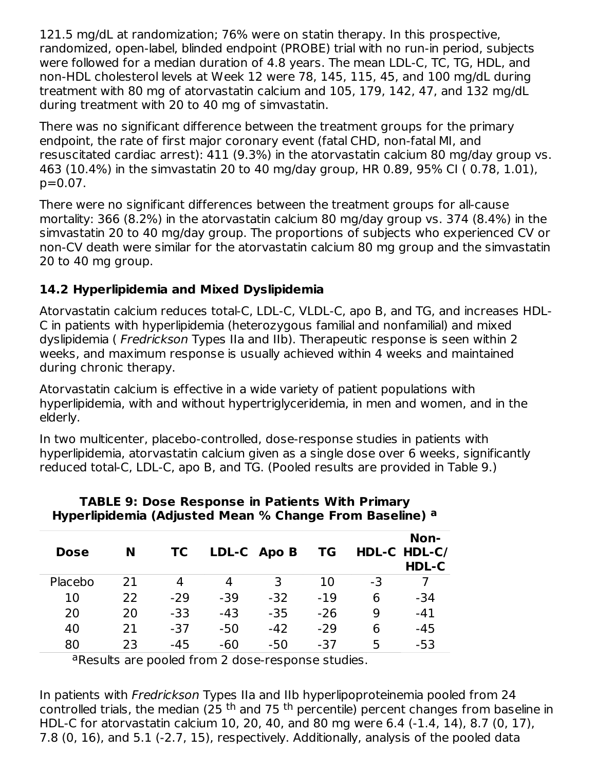121.5 mg/dL at randomization; 76% were on statin therapy. In this prospective, randomized, open-label, blinded endpoint (PROBE) trial with no run-in period, subjects were followed for a median duration of 4.8 years. The mean LDL-C, TC, TG, HDL, and non-HDL cholesterol levels at Week 12 were 78, 145, 115, 45, and 100 mg/dL during treatment with 80 mg of atorvastatin calcium and 105, 179, 142, 47, and 132 mg/dL during treatment with 20 to 40 mg of simvastatin.

There was no significant difference between the treatment groups for the primary endpoint, the rate of first major coronary event (fatal CHD, non-fatal MI, and resuscitated cardiac arrest): 411 (9.3%) in the atorvastatin calcium 80 mg/day group vs. 463 (10.4%) in the simvastatin 20 to 40 mg/day group, HR 0.89, 95% CI ( 0.78, 1.01), p=0.07.

There were no significant differences between the treatment groups for all-cause mortality: 366 (8.2%) in the atorvastatin calcium 80 mg/day group vs. 374 (8.4%) in the simvastatin 20 to 40 mg/day group. The proportions of subjects who experienced CV or non-CV death were similar for the atorvastatin calcium 80 mg group and the simvastatin 20 to 40 mg group.

## 14.2 Hyperlipidemia and Mixed Dyslipidemia

Atorvastatin calcium reduces total-C, LDL-C, VLDL-C, apo B, and TG, and increases HDL-C in patients with hyperlipidemia (heterozygous familial and nonfamilial) and mixed dyslipidemia ( *Fredrickson* Types IIa and IIb). Therapeutic response is seen within 2 weeks, and maximum response is usually achieved within 4 weeks and maintained during chronic therapy.

Atorvastatin calcium is effective in a wide variety of patient populations with hyperlipidemia, with and without hypertriglyceridemia, in men and women, and in the elderly.

In two multicenter, placebo-controlled, dose-response studies in patients with hyperlipidemia, atorvastatin calcium given as a single dose over 6 weeks, significantly reduced total-C, LDL-C, apo B, and TG. (Pooled results are provided in Table 9.)

**TABLE 9: Dose Response in Patients With Primary Hyperlipidemia (Adjusted Mean % Change From Baseline) [a]**

| Dose | N | TC | LDL-C | Apo B | TG | HDL-C | Non-HDL-C/ HDL-C |
|---|---|---|---|---|---|---|---|
| Placebo | 21 | 4 | 4 | 3 | 10 | -3 | 7 |
| 10 | 22 | -29 | -39 | -32 | -19 | 6 | -34 |
| 20 | 20 | -33 | -43 | -35 | -26 | 9 | -41 |
| 40 | 21 | -37 | -50 | -42 | -29 | 6 | -45 |
| 80 | 23 | -45 | -60 | -50 | -37 | 5 | -53 |

[a]Results are pooled from 2 dose-response studies.

In patients with *Fredrickson* Types IIa and IIb hyperlipoproteinemia pooled from 24 controlled trials, the median (25 th and 75 th percentile) percent changes from baseline in HDL-C for atorvastatin calcium 10, 20, 40, and 80 mg were 6.4 (-1.4, 14), 8.7 (0, 17), 7.8 (0, 16), and 5.1 (-2.7, 15), respectively. Additionally, analysis of the pooled data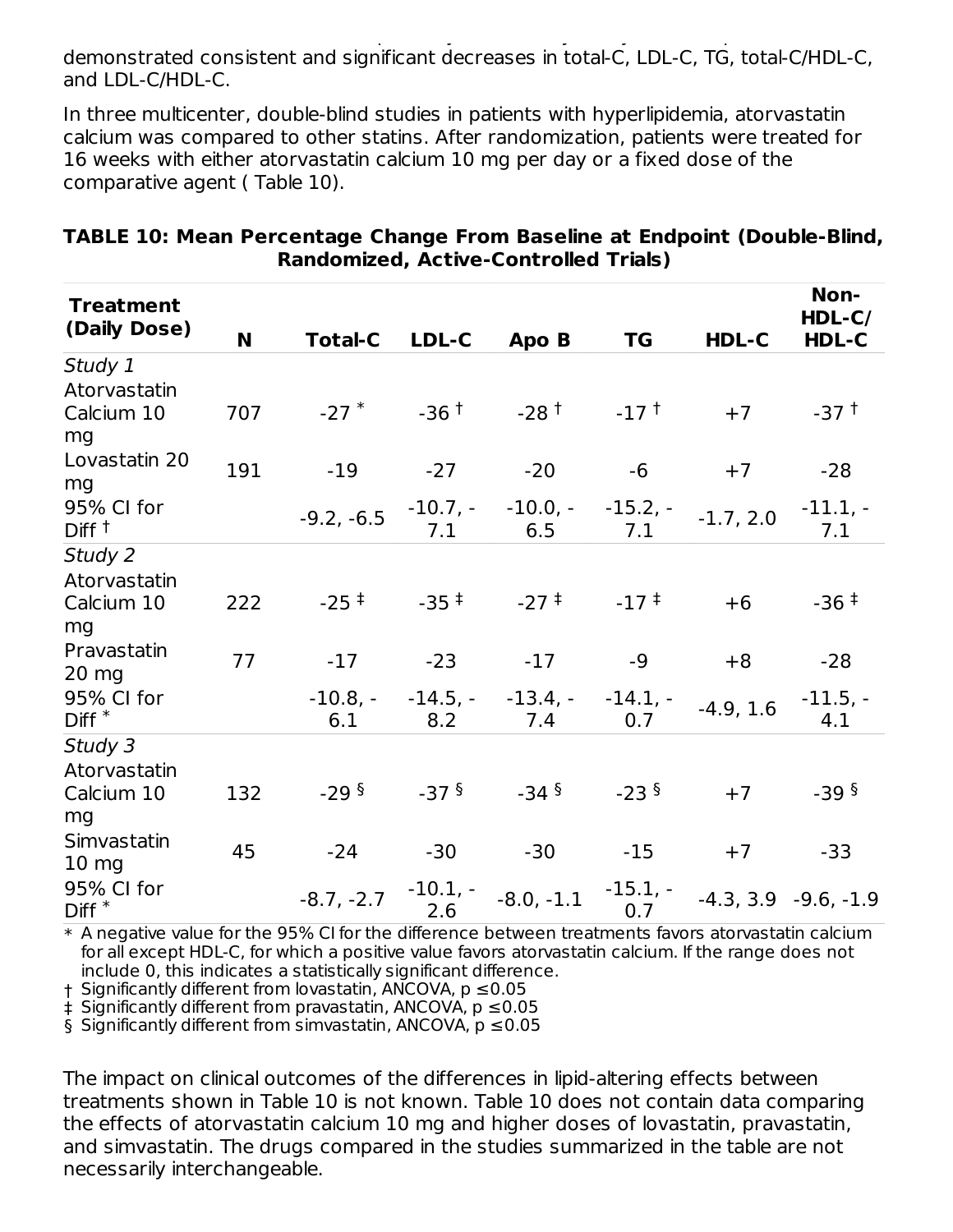demonstrated consistent and significant decreases in total-C, LDL-C, TG, total-C/HDL-C, and LDL-C/HDL-C.

In three multicenter, double-blind studies in patients with hyperlipidemia, atorvastatin calcium was compared to other statins. After randomization, patients were treated for 16 weeks with either atorvastatin calcium 10 mg per day or a fixed dose of the comparative agent ( Table 10).

**TABLE 10: Mean Percentage Change From Baseline at Endpoint (Double-Blind, Randomized, Active-Controlled Trials)**

| Treatment (Daily Dose) | N | Total-C | LDL-C | Apo B | TG | HDL-C | Non-HDL-C/ HDL-C |
|---|---|---|---|---|---|---|---|
| *Study 1* | | | | | | | |
| Atorvastatin Calcium 10 mg | 707 | -27 * | -36 † | -28 † | -17 † | +7 | -37 † |
| Lovastatin 20 mg | 191 | -19 | -27 | -20 | -6 | +7 | -28 |
| 95% CI for Diff † | | -9.2, -6.5 | -10.7, -7.1 | -10.0, -6.5 | -15.2, -7.1 | -1.7, 2.0 | -11.1, -7.1 |
| *Study 2* | | | | | | | |
| Atorvastatin Calcium 10 mg | 222 | -25 ‡ | -35 ‡ | -27 ‡ | -17 ‡ | +6 | -36 ‡ |
| Pravastatin 20 mg | 77 | -17 | -23 | -17 | -9 | +8 | -28 |
| 95% CI for Diff * | | -10.8, -6.1 | -14.5, -8.2 | -13.4, -7.4 | -14.1, -0.7 | -4.9, 1.6 | -11.5, -4.1 |
| *Study 3* | | | | | | | |
| Atorvastatin Calcium 10 mg | 132 | -29 § | -37 § | -34 § | -23 § | +7 | -39 § |
| Simvastatin 10 mg | 45 | -24 | -30 | -30 | -15 | +7 | -33 |
| 95% CI for Diff * | | -8.7, -2.7 | -10.1, -2.6 | -8.0, -1.1 | -15.1, -0.7 | -4.3, 3.9 | -9.6, -1.9 |

\* A negative value for the 95% CI for the difference between treatments favors atorvastatin calcium for all except HDL-C, for which a positive value favors atorvastatin calcium. If the range does not include 0, this indicates a statistically significant difference.

† Significantly different from lovastatin, ANCOVA, $p \leq 0.05$

‡ Significantly different from pravastatin, ANCOVA, $p \leq 0.05$

§ Significantly different from simvastatin, ANCOVA, $p \leq 0.05$

The impact on clinical outcomes of the differences in lipid-altering effects between treatments shown in Table 10 is not known. Table 10 does not contain data comparing the effects of atorvastatin calcium 10 mg and higher doses of lovastatin, pravastatin, and simvastatin. The drugs compared in the studies summarized in the table are not necessarily interchangeable.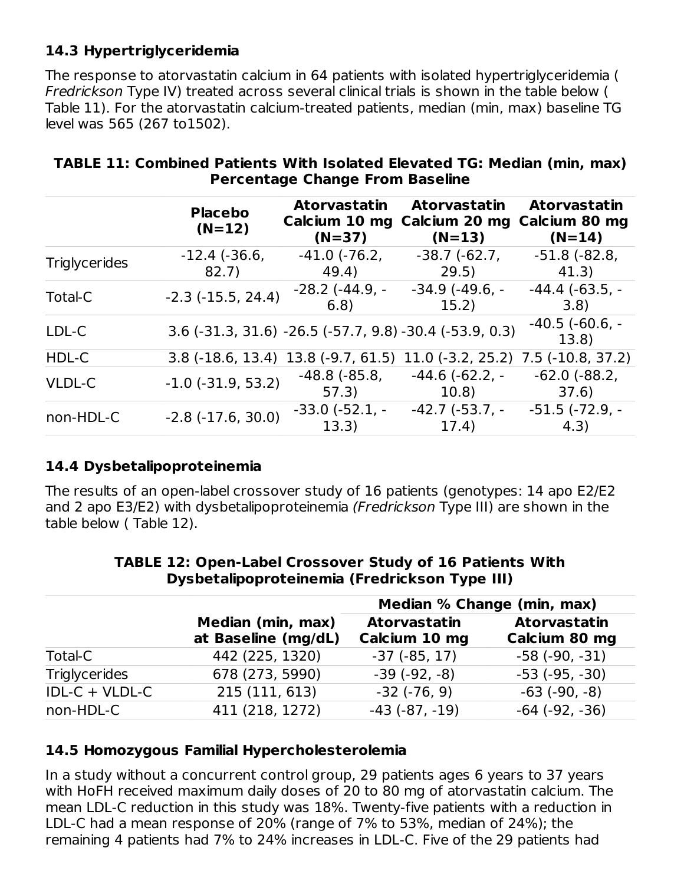### 14.3 Hypertriglyceridemia

The response to atorvastatin calcium in 64 patients with isolated hypertriglyceridemia ( *Fredrickson* Type IV) treated across several clinical trials is shown in the table below ( Table 11). For the atorvastatin calcium-treated patients, median (min, max) baseline TG level was 565 (267 to1502).

**TABLE 11: Combined Patients With Isolated Elevated TG: Median (min, max) Percentage Change From Baseline**

| | Placebo (N=12) | Atorvastatin Calcium 10 mg (N=37) | Atorvastatin Calcium 20 mg (N=13) | Atorvastatin Calcium 80 mg (N=14) |
|---|---|---|---|---|
| Triglycerides | -12.4 (-36.6, 82.7) | -41.0 (-76.2, 49.4) | -38.7 (-62.7, 29.5) | -51.8 (-82.8, 41.3) |
| Total-C | -2.3 (-15.5, 24.4) | -28.2 (-44.9, -6.8) | -34.9 (-49.6, -15.2) | -44.4 (-63.5, -3.8) |
| LDL-C | 3.6 (-31.3, 31.6) | -26.5 (-57.7, 9.8) | -30.4 (-53.9, 0.3) | -40.5 (-60.6, -13.8) |
| HDL-C | 3.8 (-18.6, 13.4) | 13.8 (-9.7, 61.5) | 11.0 (-3.2, 25.2) | 7.5 (-10.8, 37.2) |
| VLDL-C | -1.0 (-31.9, 53.2) | -48.8 (-85.8, 57.3) | -44.6 (-62.2, -10.8) | -62.0 (-88.2, 37.6) |
| non-HDL-C | -2.8 (-17.6, 30.0) | -33.0 (-52.1, -13.3) | -42.7 (-53.7, -17.4) | -51.5 (-72.9, -4.3) |

### 14.4 Dysbetalipoproteinemia

The results of an open-label crossover study of 16 patients (genotypes: 14 apo E2/E2 and 2 apo E3/E2) with dysbetalipoproteinemia *(Fredrickson* Type III) are shown in the table below ( Table 12).

**TABLE 12: Open-Label Crossover Study of 16 Patients With Dysbetalipoproteinemia (Fredrickson Type III)**

| | | Median % Change (min, max) | |
|---|---|---|---|
| | Median (min, max) at Baseline (mg/dL) | Atorvastatin Calcium 10 mg | Atorvastatin Calcium 80 mg |
| Total-C | 442 (225, 1320) | -37 (-85, 17) | -58 (-90, -31) |
| Triglycerides | 678 (273, 5990) | -39 (-92, -8) | -53 (-95, -30) |
| IDL-C + VLDL-C | 215 (111, 613) | -32 (-76, 9) | -63 (-90, -8) |
| non-HDL-C | 411 (218, 1272) | -43 (-87, -19) | -64 (-92, -36) |

### 14.5 Homozygous Familial Hypercholesterolemia

In a study without a concurrent control group, 29 patients ages 6 years to 37 years with HoFH received maximum daily doses of 20 to 80 mg of atorvastatin calcium. The mean LDL-C reduction in this study was 18%. Twenty-five patients with a reduction in LDL-C had a mean response of 20% (range of 7% to 53%, median of 24%); the remaining 4 patients had 7% to 24% increases in LDL-C. Five of the 29 patients had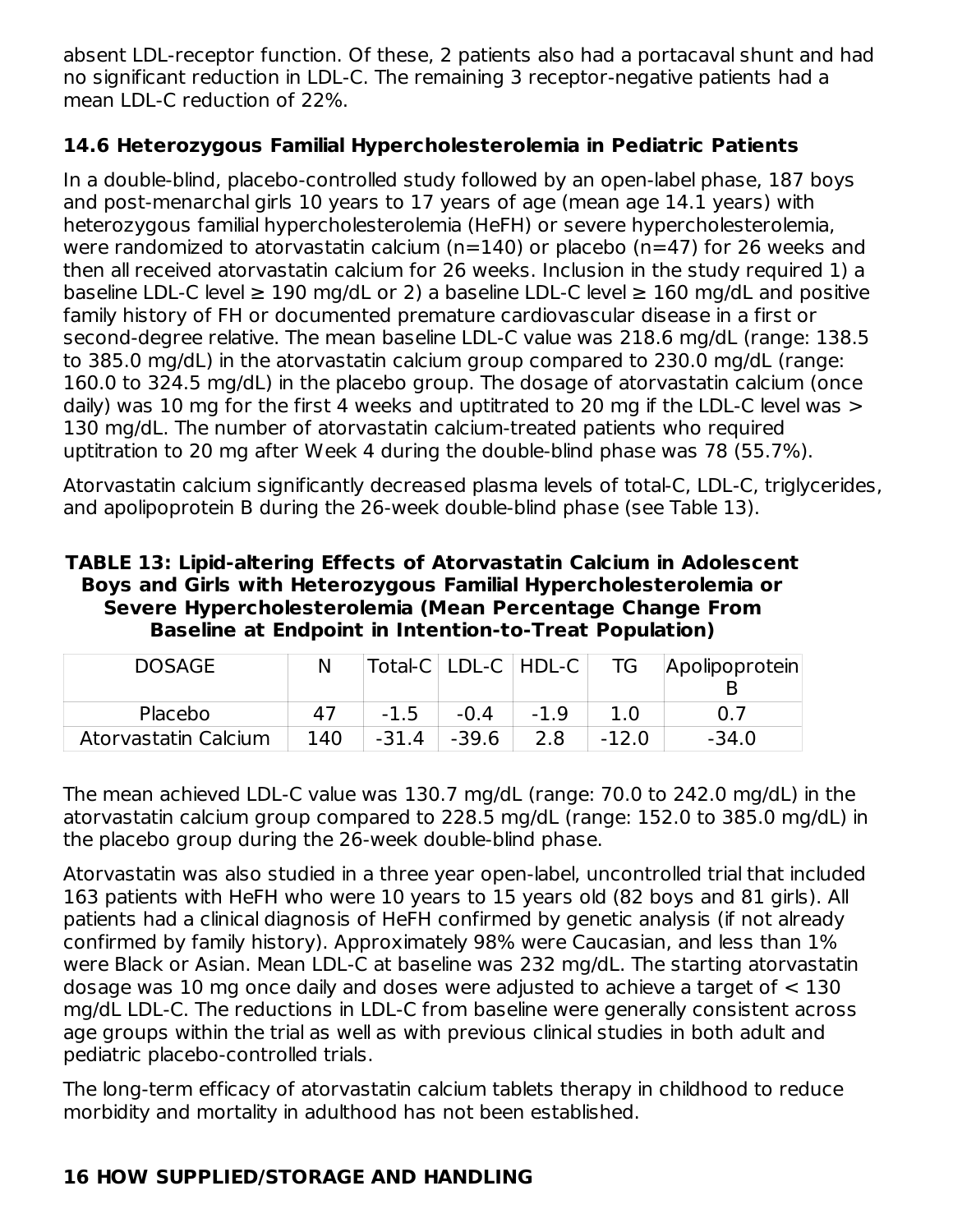absent LDL-receptor function. Of these, 2 patients also had a portacaval shunt and had no significant reduction in LDL-C. The remaining 3 receptor-negative patients had a mean LDL-C reduction of 22%.

### 14.6 Heterozygous Familial Hypercholesterolemia in Pediatric Patients

In a double-blind, placebo-controlled study followed by an open-label phase, 187 boys and post-menarchal girls 10 years to 17 years of age (mean age 14.1 years) with heterozygous familial hypercholesterolemia (HeFH) or severe hypercholesterolemia, were randomized to atorvastatin calcium (n=140) or placebo (n=47) for 26 weeks and then all received atorvastatin calcium for 26 weeks. Inclusion in the study required 1) a baseline LDL-C level ≥ 190 mg/dL or 2) a baseline LDL-C level ≥ 160 mg/dL and positive family history of FH or documented premature cardiovascular disease in a first or second-degree relative. The mean baseline LDL-C value was 218.6 mg/dL (range: 138.5 to 385.0 mg/dL) in the atorvastatin calcium group compared to 230.0 mg/dL (range: 160.0 to 324.5 mg/dL) in the placebo group. The dosage of atorvastatin calcium (once daily) was 10 mg for the first 4 weeks and uptitrated to 20 mg if the LDL-C level was > 130 mg/dL. The number of atorvastatin calcium-treated patients who required uptitration to 20 mg after Week 4 during the double-blind phase was 78 (55.7%).

Atorvastatin calcium significantly decreased plasma levels of total-C, LDL-C, triglycerides, and apolipoprotein B during the 26-week double-blind phase (see Table 13).

**TABLE 13: Lipid-altering Effects of Atorvastatin Calcium in Adolescent Boys and Girls with Heterozygous Familial Hypercholesterolemia or Severe Hypercholesterolemia (Mean Percentage Change From Baseline at Endpoint in Intention-to-Treat Population)**

| DOSAGE | N | Total-C | LDL-C | HDL-C | TG | Apolipoprotein B |
|---|---|---|---|---|---|---|
| Placebo | 47 | -1.5 | -0.4 | -1.9 | 1.0 | 0.7 |
| Atorvastatin Calcium | 140 | -31.4 | -39.6 | 2.8 | -12.0 | -34.0 |

The mean achieved LDL-C value was 130.7 mg/dL (range: 70.0 to 242.0 mg/dL) in the atorvastatin calcium group compared to 228.5 mg/dL (range: 152.0 to 385.0 mg/dL) in the placebo group during the 26-week double-blind phase.

Atorvastatin was also studied in a three year open-label, uncontrolled trial that included 163 patients with HeFH who were 10 years to 15 years old (82 boys and 81 girls). All patients had a clinical diagnosis of HeFH confirmed by genetic analysis (if not already confirmed by family history). Approximately 98% were Caucasian, and less than 1% were Black or Asian. Mean LDL-C at baseline was 232 mg/dL. The starting atorvastatin dosage was 10 mg once daily and doses were adjusted to achieve a target of < 130 mg/dL LDL-C. The reductions in LDL-C from baseline were generally consistent across age groups within the trial as well as with previous clinical studies in both adult and pediatric placebo-controlled trials.

The long-term efficacy of atorvastatin calcium tablets therapy in childhood to reduce morbidity and mortality in adulthood has not been established.

## 16 HOW SUPPLIED/STORAGE AND HANDLING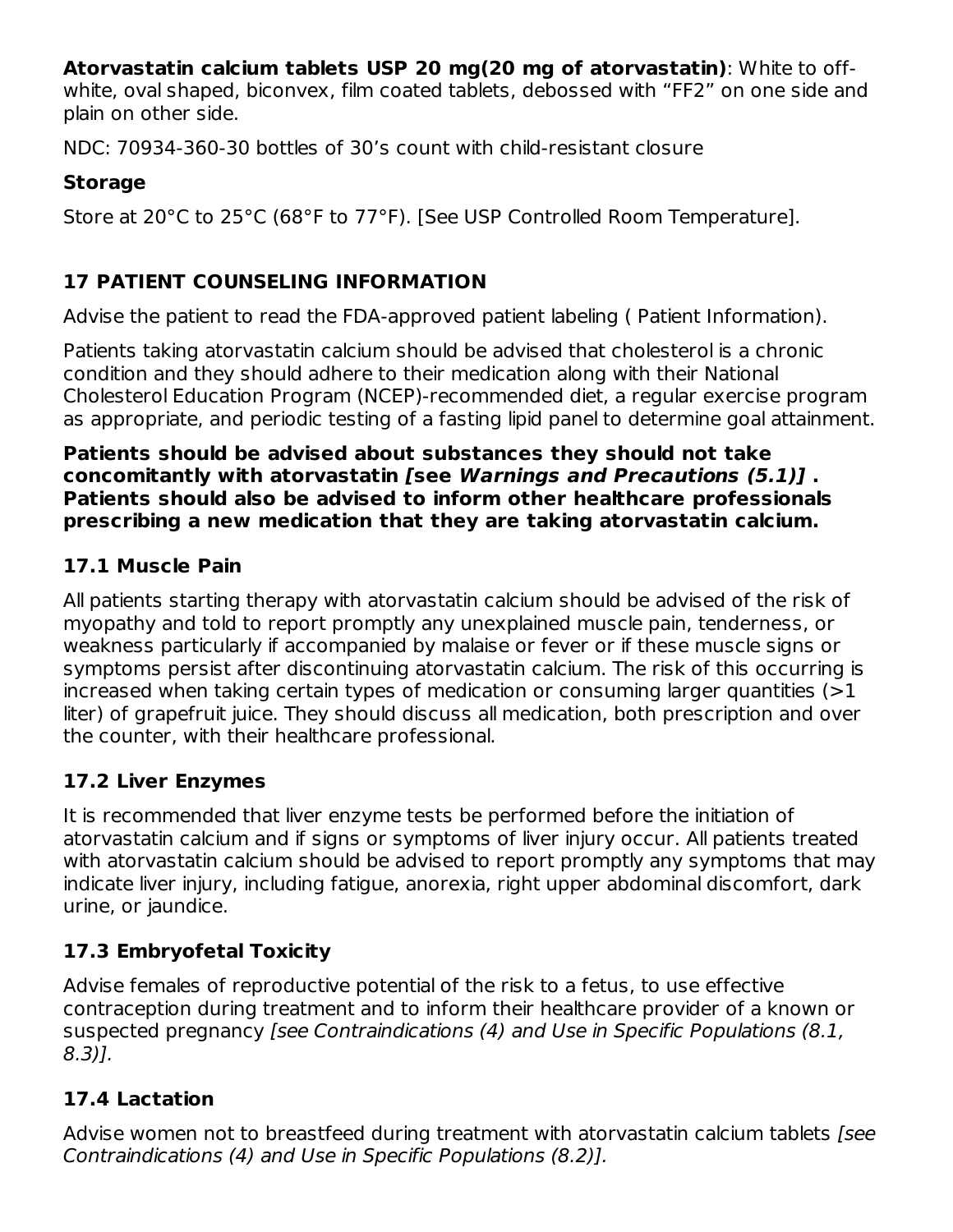**Atorvastatin calcium tablets USP 20 mg(20 mg of atorvastatin)**: White to off-white, oval shaped, biconvex, film coated tablets, debossed with “FF2” on one side and plain on other side.

NDC: 70934-360-30 bottles of 30’s count with child-resistant closure

**Storage**

Store at 20°C to 25°C (68°F to 77°F). [See USP Controlled Room Temperature].

## 17 PATIENT COUNSELING INFORMATION

Advise the patient to read the FDA-approved patient labeling ( Patient Information).

Patients taking atorvastatin calcium should be advised that cholesterol is a chronic condition and they should adhere to their medication along with their National Cholesterol Education Program (NCEP)-recommended diet, a regular exercise program as appropriate, and periodic testing of a fasting lipid panel to determine goal attainment.

**Patients should be advised about substances they should not take concomitantly with atorvastatin *[see Warnings and Precautions (5.1)]* . Patients should also be advised to inform other healthcare professionals prescribing a new medication that they are taking atorvastatin calcium.**

### 17.1 Muscle Pain

All patients starting therapy with atorvastatin calcium should be advised of the risk of myopathy and told to report promptly any unexplained muscle pain, tenderness, or weakness particularly if accompanied by malaise or fever or if these muscle signs or symptoms persist after discontinuing atorvastatin calcium. The risk of this occurring is increased when taking certain types of medication or consuming larger quantities (>1 liter) of grapefruit juice. They should discuss all medication, both prescription and over the counter, with their healthcare professional.

### 17.2 Liver Enzymes

It is recommended that liver enzyme tests be performed before the initiation of atorvastatin calcium and if signs or symptoms of liver injury occur. All patients treated with atorvastatin calcium should be advised to report promptly any symptoms that may indicate liver injury, including fatigue, anorexia, right upper abdominal discomfort, dark urine, or jaundice.

### 17.3 Embryofetal Toxicity

Advise females of reproductive potential of the risk to a fetus, to use effective contraception during treatment and to inform their healthcare provider of a known or suspected pregnancy *[see Contraindications (4) and Use in Specific Populations (8.1, 8.3)].*

### 17.4 Lactation

Advise women not to breastfeed during treatment with atorvastatin calcium tablets *[see Contraindications (4) and Use in Specific Populations (8.2)].*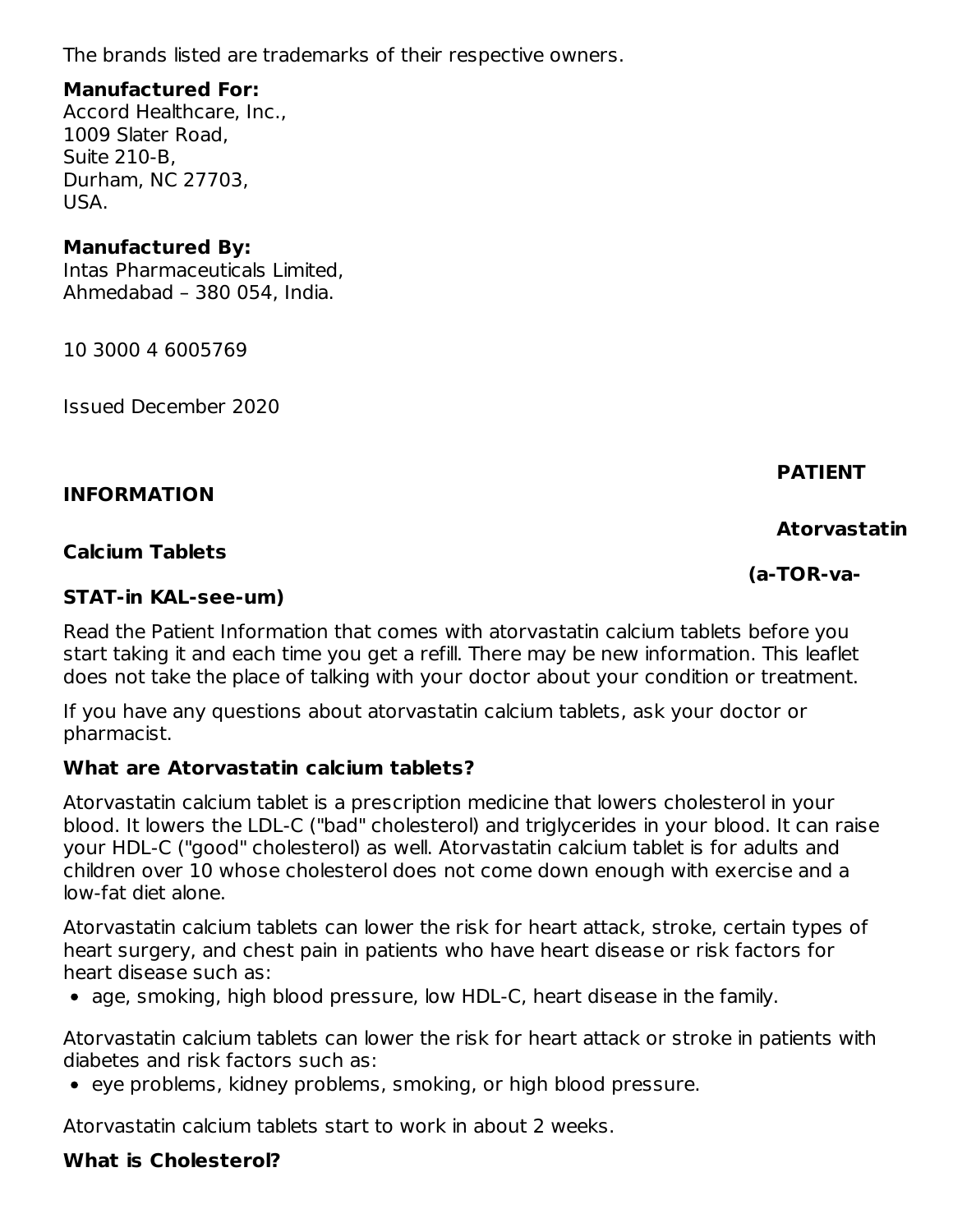The brands listed are trademarks of their respective owners.

**Manufactured For:**
Accord Healthcare, Inc.,
1009 Slater Road,
Suite 210-B,
Durham, NC 27703,
USA.

**Manufactured By:**
Intas Pharmaceuticals Limited,
Ahmedabad – 380 054, India.

10 3000 4 6005769

Issued December 2020

## PATIENT INFORMATION

## Atorvastatin Calcium Tablets

**(a-TOR-va-STAT-in KAL-see-um)**

Read the Patient Information that comes with atorvastatin calcium tablets before you start taking it and each time you get a refill. There may be new information. This leaflet does not take the place of talking with your doctor about your condition or treatment.

If you have any questions about atorvastatin calcium tablets, ask your doctor or pharmacist.

### What are Atorvastatin calcium tablets?

Atorvastatin calcium tablet is a prescription medicine that lowers cholesterol in your blood. It lowers the LDL-C ("bad" cholesterol) and triglycerides in your blood. It can raise your HDL-C ("good" cholesterol) as well. Atorvastatin calcium tablet is for adults and children over 10 whose cholesterol does not come down enough with exercise and a low-fat diet alone.

Atorvastatin calcium tablets can lower the risk for heart attack, stroke, certain types of heart surgery, and chest pain in patients who have heart disease or risk factors for heart disease such as:

- age, smoking, high blood pressure, low HDL-C, heart disease in the family.

Atorvastatin calcium tablets can lower the risk for heart attack or stroke in patients with diabetes and risk factors such as:

- eye problems, kidney problems, smoking, or high blood pressure.

Atorvastatin calcium tablets start to work in about 2 weeks.

### What is Cholesterol?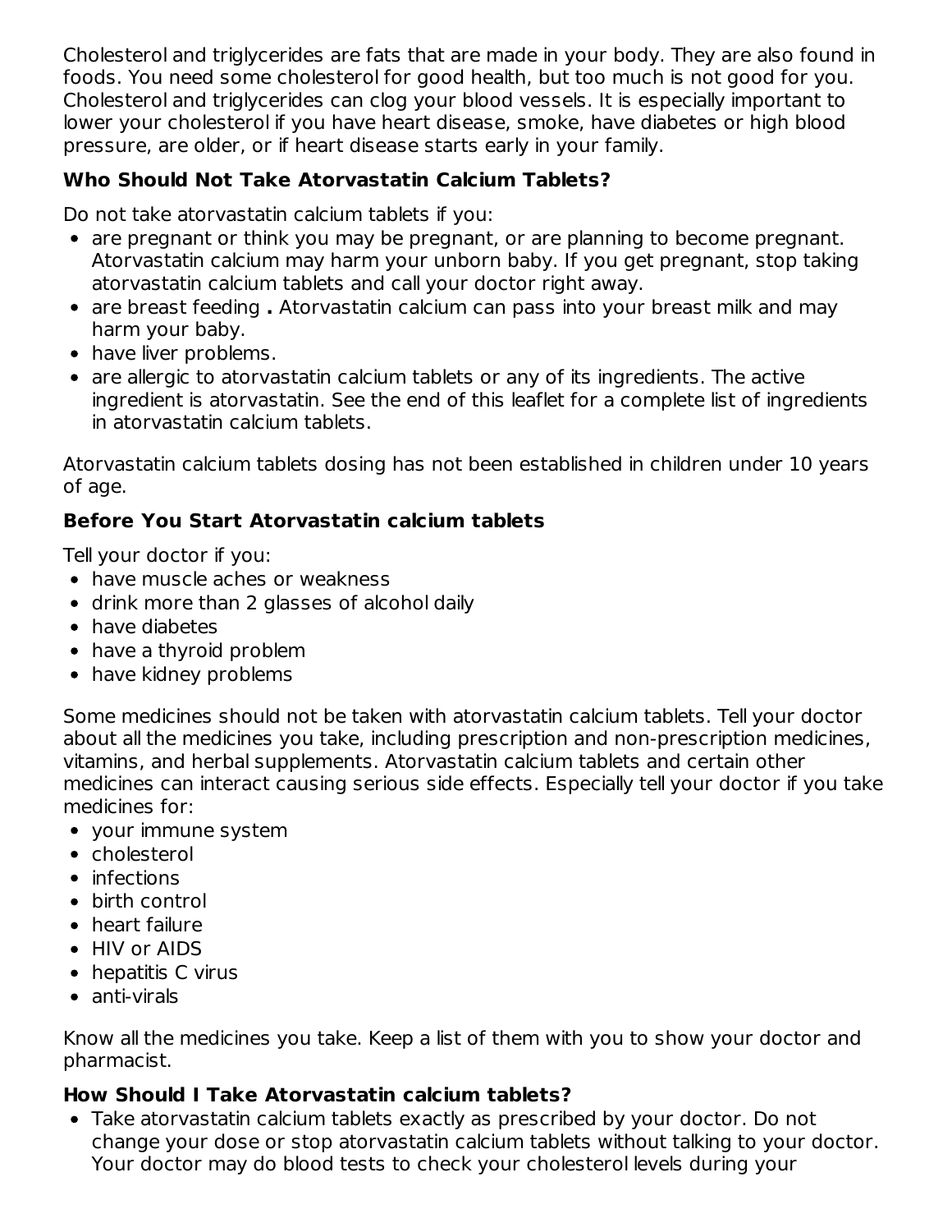Cholesterol and triglycerides are fats that are made in your body. They are also found in foods. You need some cholesterol for good health, but too much is not good for you. Cholesterol and triglycerides can clog your blood vessels. It is especially important to lower your cholesterol if you have heart disease, smoke, have diabetes or high blood pressure, are older, or if heart disease starts early in your family.

### Who Should Not Take Atorvastatin Calcium Tablets?

Do not take atorvastatin calcium tablets if you:

- are pregnant or think you may be pregnant, or are planning to become pregnant. Atorvastatin calcium may harm your unborn baby. If you get pregnant, stop taking atorvastatin calcium tablets and call your doctor right away.
- are breast feeding **.** Atorvastatin calcium can pass into your breast milk and may harm your baby.
- have liver problems.
- are allergic to atorvastatin calcium tablets or any of its ingredients. The active ingredient is atorvastatin. See the end of this leaflet for a complete list of ingredients in atorvastatin calcium tablets.

Atorvastatin calcium tablets dosing has not been established in children under 10 years of age.

### Before You Start Atorvastatin calcium tablets

Tell your doctor if you:

- have muscle aches or weakness
- drink more than 2 glasses of alcohol daily
- have diabetes
- have a thyroid problem
- have kidney problems

Some medicines should not be taken with atorvastatin calcium tablets. Tell your doctor about all the medicines you take, including prescription and non-prescription medicines, vitamins, and herbal supplements. Atorvastatin calcium tablets and certain other medicines can interact causing serious side effects. Especially tell your doctor if you take medicines for:

- your immune system
- cholesterol
- infections
- birth control
- heart failure
- HIV or AIDS
- hepatitis C virus
- anti-virals

Know all the medicines you take. Keep a list of them with you to show your doctor and pharmacist.

### How Should I Take Atorvastatin calcium tablets?

- Take atorvastatin calcium tablets exactly as prescribed by your doctor. Do not change your dose or stop atorvastatin calcium tablets without talking to your doctor. Your doctor may do blood tests to check your cholesterol levels during your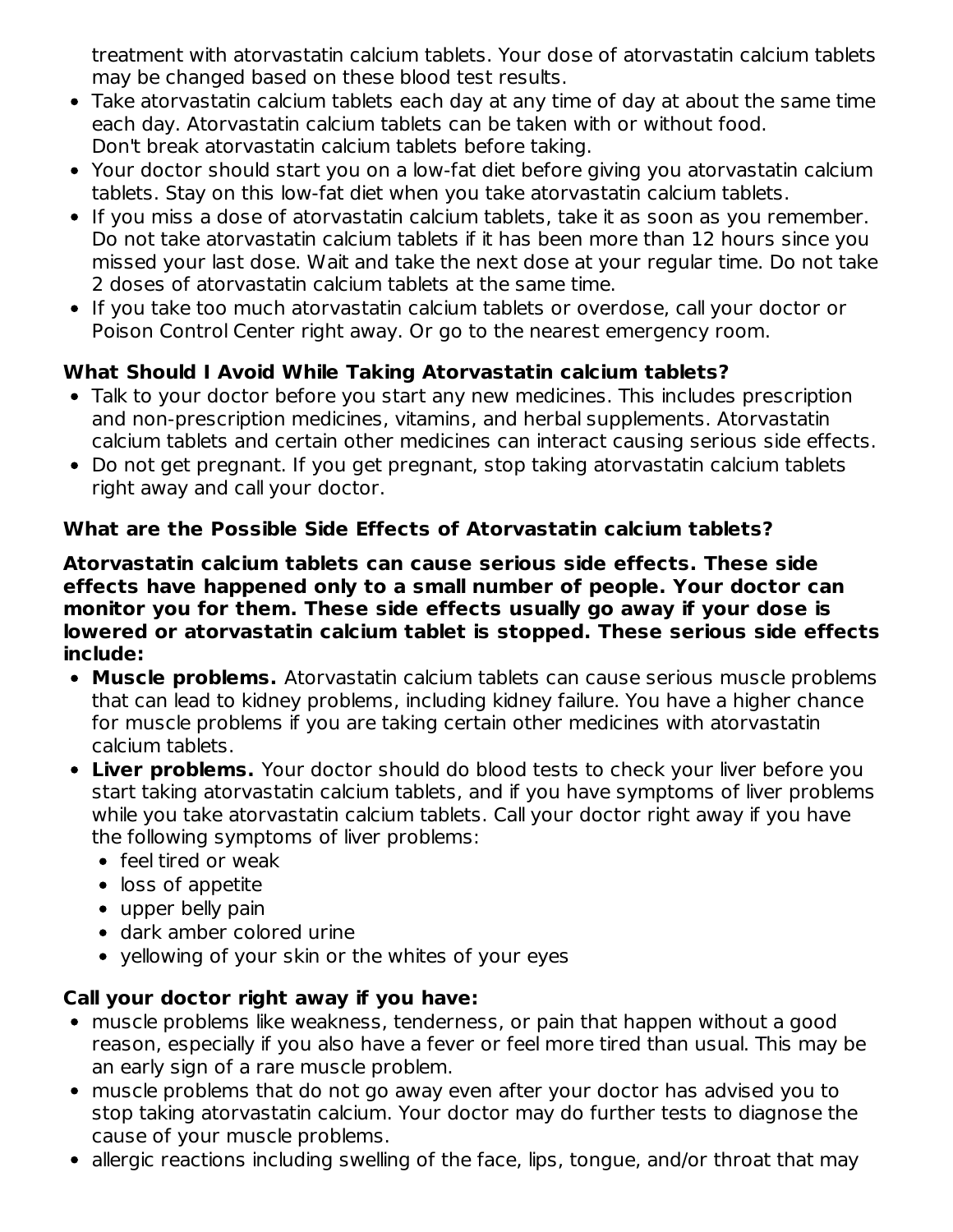treatment with atorvastatin calcium tablets. Your dose of atorvastatin calcium tablets may be changed based on these blood test results.

- Take atorvastatin calcium tablets each day at any time of day at about the same time each day. Atorvastatin calcium tablets can be taken with or without food. Don't break atorvastatin calcium tablets before taking.
- Your doctor should start you on a low-fat diet before giving you atorvastatin calcium tablets. Stay on this low-fat diet when you take atorvastatin calcium tablets.
- If you miss a dose of atorvastatin calcium tablets, take it as soon as you remember. Do not take atorvastatin calcium tablets if it has been more than 12 hours since you missed your last dose. Wait and take the next dose at your regular time. Do not take 2 doses of atorvastatin calcium tablets at the same time.
- If you take too much atorvastatin calcium tablets or overdose, call your doctor or Poison Control Center right away. Or go to the nearest emergency room.

### What Should I Avoid While Taking Atorvastatin calcium tablets?

- Talk to your doctor before you start any new medicines. This includes prescription and non-prescription medicines, vitamins, and herbal supplements. Atorvastatin calcium tablets and certain other medicines can interact causing serious side effects.
- Do not get pregnant. If you get pregnant, stop taking atorvastatin calcium tablets right away and call your doctor.

### What are the Possible Side Effects of Atorvastatin calcium tablets?

**Atorvastatin calcium tablets can cause serious side effects. These side effects have happened only to a small number of people. Your doctor can monitor you for them. These side effects usually go away if your dose is lowered or atorvastatin calcium tablet is stopped. These serious side effects include:**

- **Muscle problems.** Atorvastatin calcium tablets can cause serious muscle problems that can lead to kidney problems, including kidney failure. You have a higher chance for muscle problems if you are taking certain other medicines with atorvastatin calcium tablets.
- **Liver problems.** Your doctor should do blood tests to check your liver before you start taking atorvastatin calcium tablets, and if you have symptoms of liver problems while you take atorvastatin calcium tablets. Call your doctor right away if you have the following symptoms of liver problems:
  - feel tired or weak
  - loss of appetite
  - upper belly pain
  - dark amber colored urine
  - yellowing of your skin or the whites of your eyes

### Call your doctor right away if you have:

- muscle problems like weakness, tenderness, or pain that happen without a good reason, especially if you also have a fever or feel more tired than usual. This may be an early sign of a rare muscle problem.
- muscle problems that do not go away even after your doctor has advised you to stop taking atorvastatin calcium. Your doctor may do further tests to diagnose the cause of your muscle problems.
- allergic reactions including swelling of the face, lips, tongue, and/or throat that may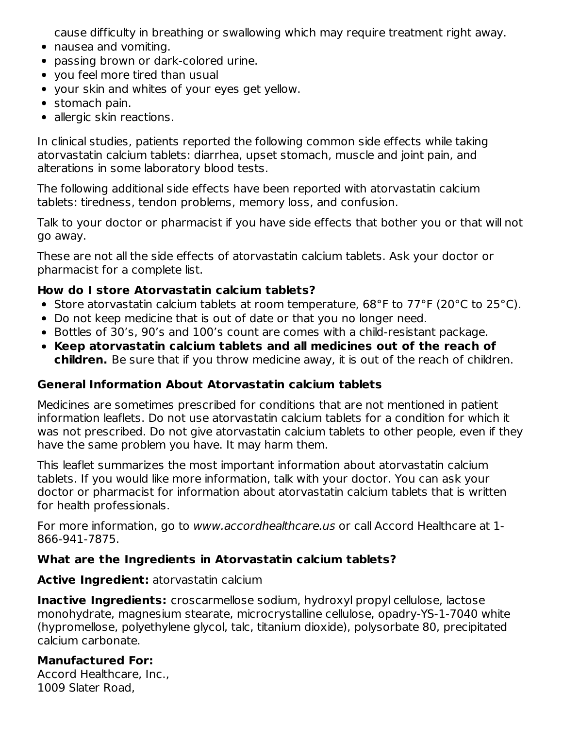cause difficulty in breathing or swallowing which may require treatment right away.

- nausea and vomiting.
- passing brown or dark-colored urine.
- you feel more tired than usual
- your skin and whites of your eyes get yellow.
- stomach pain.
- allergic skin reactions.

In clinical studies, patients reported the following common side effects while taking atorvastatin calcium tablets: diarrhea, upset stomach, muscle and joint pain, and alterations in some laboratory blood tests.

The following additional side effects have been reported with atorvastatin calcium tablets: tiredness, tendon problems, memory loss, and confusion.

Talk to your doctor or pharmacist if you have side effects that bother you or that will not go away.

These are not all the side effects of atorvastatin calcium tablets. Ask your doctor or pharmacist for a complete list.

**How do I store Atorvastatin calcium tablets?**

- Store atorvastatin calcium tablets at room temperature, 68°F to 77°F (20°C to 25°C).
- Do not keep medicine that is out of date or that you no longer need.
- Bottles of 30's, 90's and 100's count are comes with a child-resistant package.
- **Keep atorvastatin calcium tablets and all medicines out of the reach of children.** Be sure that if you throw medicine away, it is out of the reach of children.

**General Information About Atorvastatin calcium tablets**

Medicines are sometimes prescribed for conditions that are not mentioned in patient information leaflets. Do not use atorvastatin calcium tablets for a condition for which it was not prescribed. Do not give atorvastatin calcium tablets to other people, even if they have the same problem you have. It may harm them.

This leaflet summarizes the most important information about atorvastatin calcium tablets. If you would like more information, talk with your doctor. You can ask your doctor or pharmacist for information about atorvastatin calcium tablets that is written for health professionals.

For more information, go to *www.accordhealthcare.us* or call Accord Healthcare at 1-866-941-7875.

**What are the Ingredients in Atorvastatin calcium tablets?**

**Active Ingredient:** atorvastatin calcium

**Inactive Ingredients:** croscarmellose sodium, hydroxyl propyl cellulose, lactose monohydrate, magnesium stearate, microcrystalline cellulose, opadry-YS-1-7040 white (hypromellose, polyethylene glycol, talc, titanium dioxide), polysorbate 80, precipitated calcium carbonate.

**Manufactured For:**
Accord Healthcare, Inc.,
1009 Slater Road,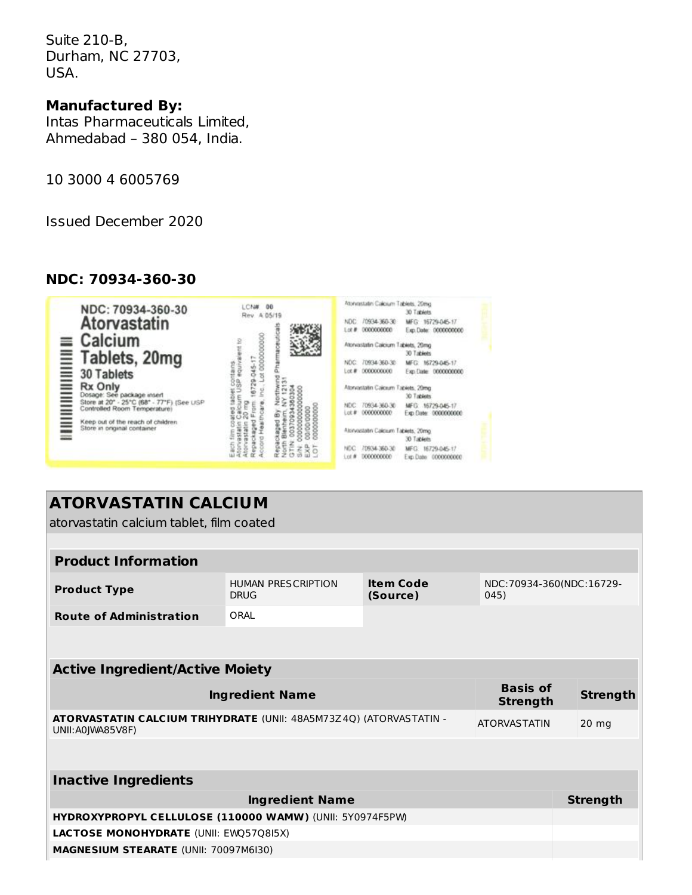Suite 210-B,
Durham, NC 27703,
USA.

**Manufactured By:**
Intas Pharmaceuticals Limited,
Ahmedabad – 380 054, India.

10 3000 4 6005769

Issued December 2020

**NDC: 70934-360-30**

NDC: 70934-360-30
Atorvastatin Calcium Tablets, 20mg
30 Tablets
Rx Only
Dosage: See package insert
Store at 20° - 25°C (68° - 77°F) (See USP Controlled Room Temperature)
Keep out of the reach of children
Store in original container

LCN# 00
Rev. A 05/19

Each film coated tablet contains Atorvastatin Calcium USP equivalent to Atorvastatin 20 mg
Repackaged From: 16729-045-17
Accord Healthcare, Inc., Lot 0000000000
Repackaged By: Northwind Pharmaceuticals
North Blenheim, NY 12131
GTIN: 00370934360304
S/N: 000000000000000
EXP: 00/00/0000
LOT: 0000000000

Atorvastatin Calcium Tablets, 20mg
30 Tablets
NDC: 70934-360-30 MFG: 16729-045-17
Lot # 0000000000 Exp Date: 0000000000

Atorvastatin Calcium Tablets, 20mg
30 Tablets
NDC: 70934-360-30 MFG: 16729-045-17
Lot # 0000000000 Exp Date: 0000000000

Atorvastatin Calcium Tablets, 20mg
30 Tablets
NDC: 70934-360-30 MFG: 16729-045-17
Lot # 0000000000 Exp Date: 0000000000

Atorvastatin Calcium Tablets, 20mg
30 Tablets
NDC: 70934-360-30 MFG: 16729-045-17
Lot # 0000000000 Exp Date: 0000000000

## ATORVASTATIN CALCIUM

atorvastatin calcium tablet, film coated

| **Product Information** | | | |
|---|---|---|---|
| **Product Type** | HUMAN PRESCRIPTION DRUG | **Item Code (Source)** | NDC:70934-360(NDC:16729-045) |
| **Route of Administration** | ORAL | | |

| **Active Ingredient/Active Moiety** | | |
|---|---|---|
| **Ingredient Name** | **Basis of Strength** | **Strength** |
| **ATORVASTATIN CALCIUM TRIHYDRATE** (UNII: 48A5M73Z4Q) (ATORVASTATIN - UNII:A0JWA85V8F) | ATORVASTATIN | 20 mg |

| **Inactive Ingredients** | |
|---|---|
| **Ingredient Name** | **Strength** |
| **HYDROXYPROPYL CELLULOSE (110000 WAMW)** (UNII: 5Y0974F5PW) | |
| **LACTOSE MONOHYDRATE** (UNII: EWQ57Q8I5X) | |
| **MAGNESIUM STEARATE** (UNII: 70097M6I30) | |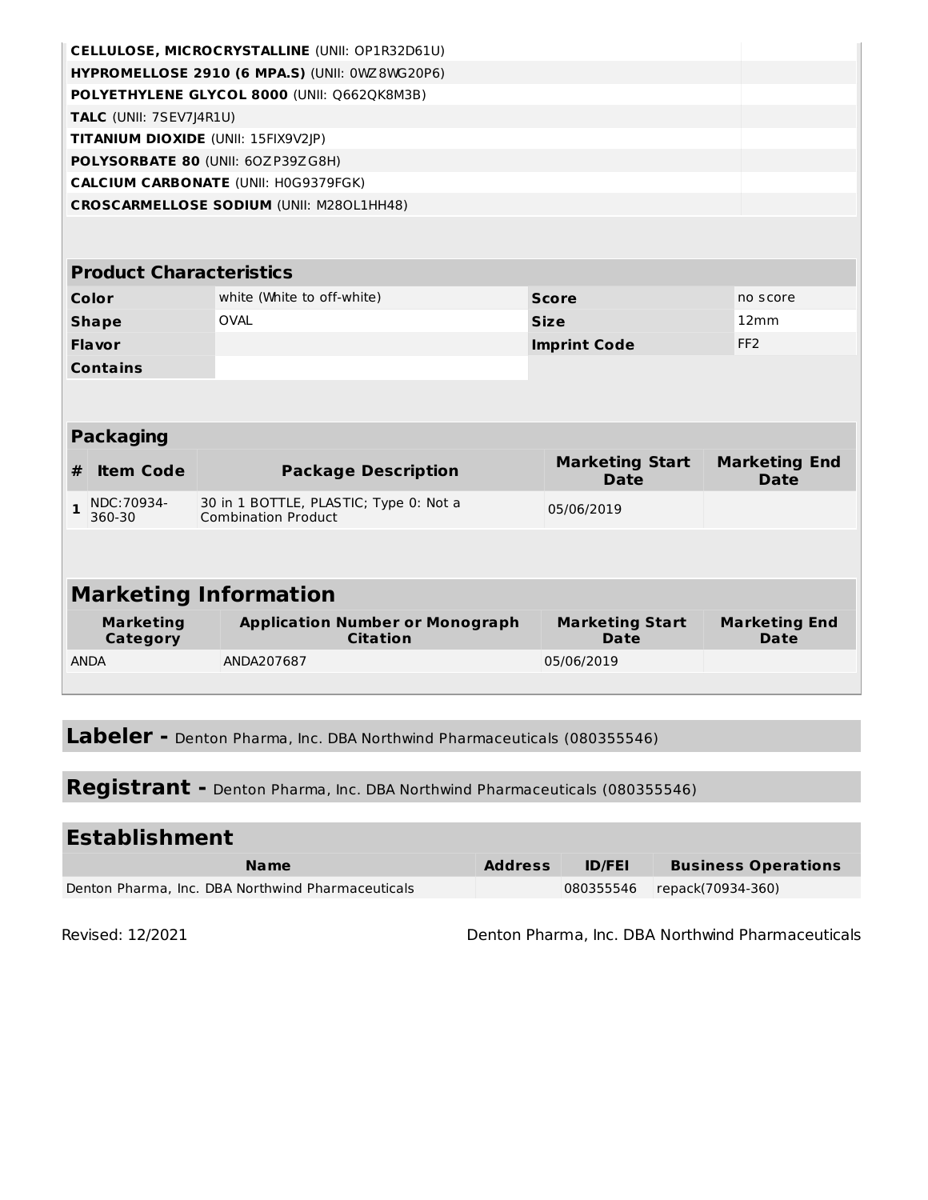| | |
|---|---|
| **CELLULOSE, MICROCRYSTALLINE** (UNII: OP1R32D61U) | |
| **HYPROMELLOSE 2910 (6 MPA.S)** (UNII: 0WZ8WG20P6) | |
| **POLYETHYLENE GLYCOL 8000** (UNII: Q662QK8M3B) | |
| **TALC** (UNII: 7SEV7J4R1U) | |
| **TITANIUM DIOXIDE** (UNII: 15FIX9V2JP) | |
| **POLYSORBATE 80** (UNII: 6OZP39ZG8H) | |
| **CALCIUM CARBONATE** (UNII: H0G9379FGK) | |
| **CROSCARMELLOSE SODIUM** (UNII: M28OL1HH48) | |

**Product Characteristics**

| | | | |
|---|---|---|---|
| **Color** | white (White to off-white) | **Score** | no score |
| **Shape** | OVAL | **Size** | 12mm |
| **Flavor** | | **Imprint Code** | FF2 |
| **Contains** | | | |

**Packaging**

| # | Item Code | Package Description | Marketing Start Date | Marketing End Date |
|---|---|---|---|---|
| 1 | NDC:70934-360-30 | 30 in 1 BOTTLE, PLASTIC; Type 0: Not a Combination Product | 05/06/2019 | |

**Marketing Information**

| Marketing Category | Application Number or Monograph Citation | Marketing Start Date | Marketing End Date |
|---|---|---|---|
| ANDA | ANDA207687 | 05/06/2019 | |

**Labeler -** Denton Pharma, Inc. DBA Northwind Pharmaceuticals (080355546)

**Registrant -** Denton Pharma, Inc. DBA Northwind Pharmaceuticals (080355546)

**Establishment**

| Name | Address | ID/FEI | Business Operations |
|---|---|---|---|
| Denton Pharma, Inc. DBA Northwind Pharmaceuticals | | 080355546 | repack(70934-360) |

Revised: 12/2021 Denton Pharma, Inc. DBA Northwind Pharmaceuticals